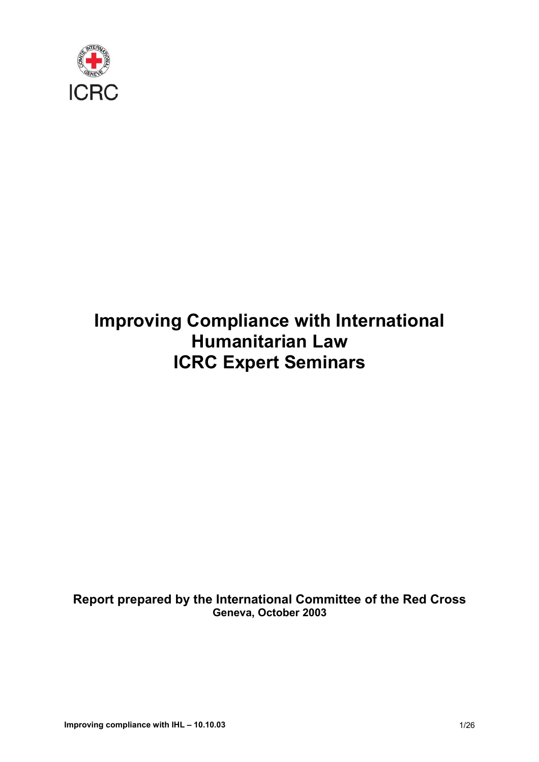ICRC

# Improving Compliance with International Humanitarian Law
# ICRC Expert Seminars

**Report prepared by the International Committee of the Red Cross**
**Geneva, October 2003**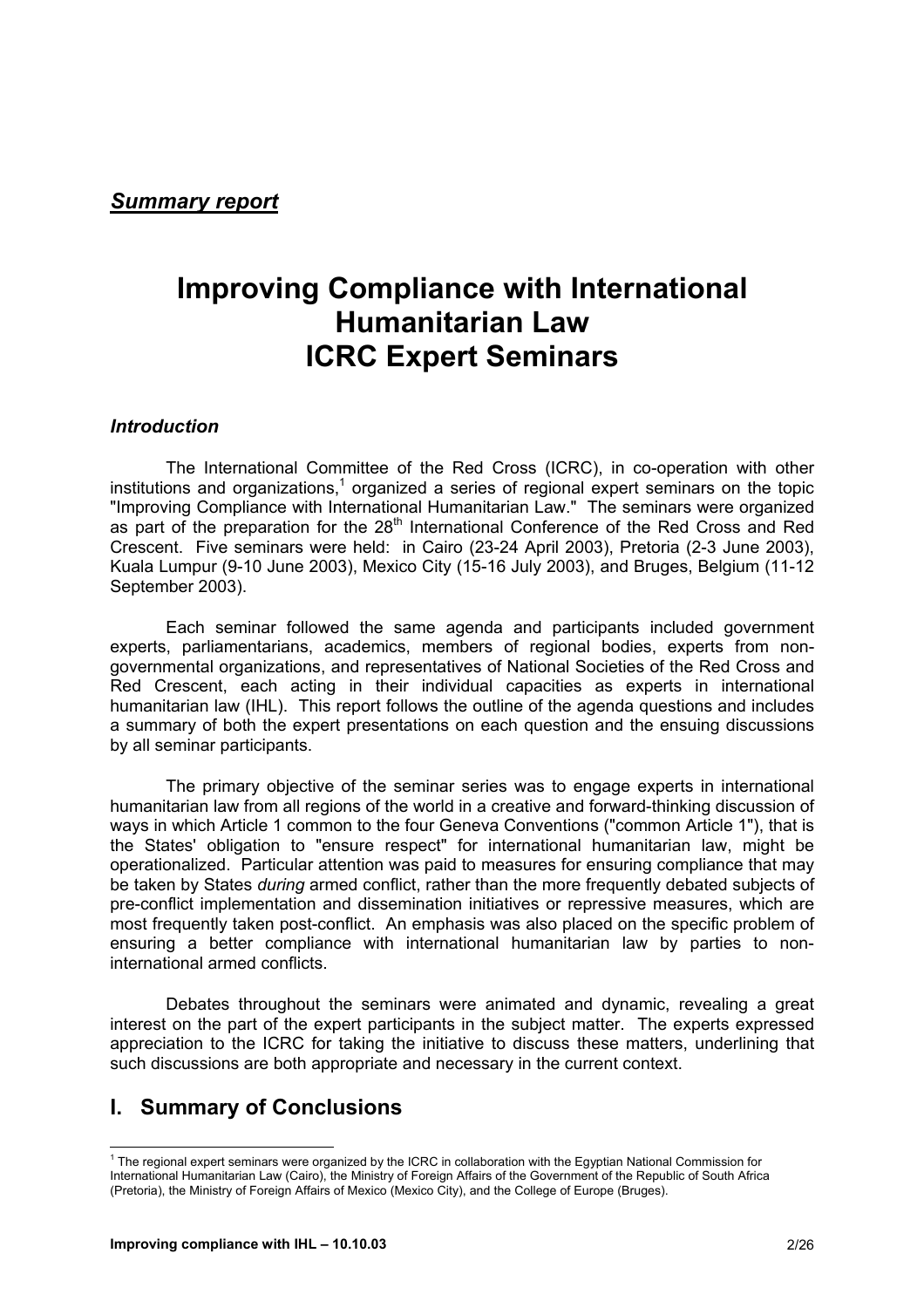***Summary report***

# Improving Compliance with International Humanitarian Law ICRC Expert Seminars

### *Introduction*

The International Committee of the Red Cross (ICRC), in co-operation with other institutions and organizations,[1] organized a series of regional expert seminars on the topic "Improving Compliance with International Humanitarian Law." The seminars were organized as part of the preparation for the 28th International Conference of the Red Cross and Red Crescent. Five seminars were held: in Cairo (23-24 April 2003), Pretoria (2-3 June 2003), Kuala Lumpur (9-10 June 2003), Mexico City (15-16 July 2003), and Bruges, Belgium (11-12 September 2003).

Each seminar followed the same agenda and participants included government experts, parliamentarians, academics, members of regional bodies, experts from non-governmental organizations, and representatives of National Societies of the Red Cross and Red Crescent, each acting in their individual capacities as experts in international humanitarian law (IHL). This report follows the outline of the agenda questions and includes a summary of both the expert presentations on each question and the ensuing discussions by all seminar participants.

The primary objective of the seminar series was to engage experts in international humanitarian law from all regions of the world in a creative and forward-thinking discussion of ways in which Article 1 common to the four Geneva Conventions ("common Article 1"), that is the States' obligation to "ensure respect" for international humanitarian law, might be operationalized. Particular attention was paid to measures for ensuring compliance that may be taken by States *during* armed conflict, rather than the more frequently debated subjects of pre-conflict implementation and dissemination initiatives or repressive measures, which are most frequently taken post-conflict. An emphasis was also placed on the specific problem of ensuring a better compliance with international humanitarian law by parties to non-international armed conflicts.

Debates throughout the seminars were animated and dynamic, revealing a great interest on the part of the expert participants in the subject matter. The experts expressed appreciation to the ICRC for taking the initiative to discuss these matters, underlining that such discussions are both appropriate and necessary in the current context.

## I. Summary of Conclusions

[1] The regional expert seminars were organized by the ICRC in collaboration with the Egyptian National Commission for International Humanitarian Law (Cairo), the Ministry of Foreign Affairs of the Government of the Republic of South Africa (Pretoria), the Ministry of Foreign Affairs of Mexico (Mexico City), and the College of Europe (Bruges).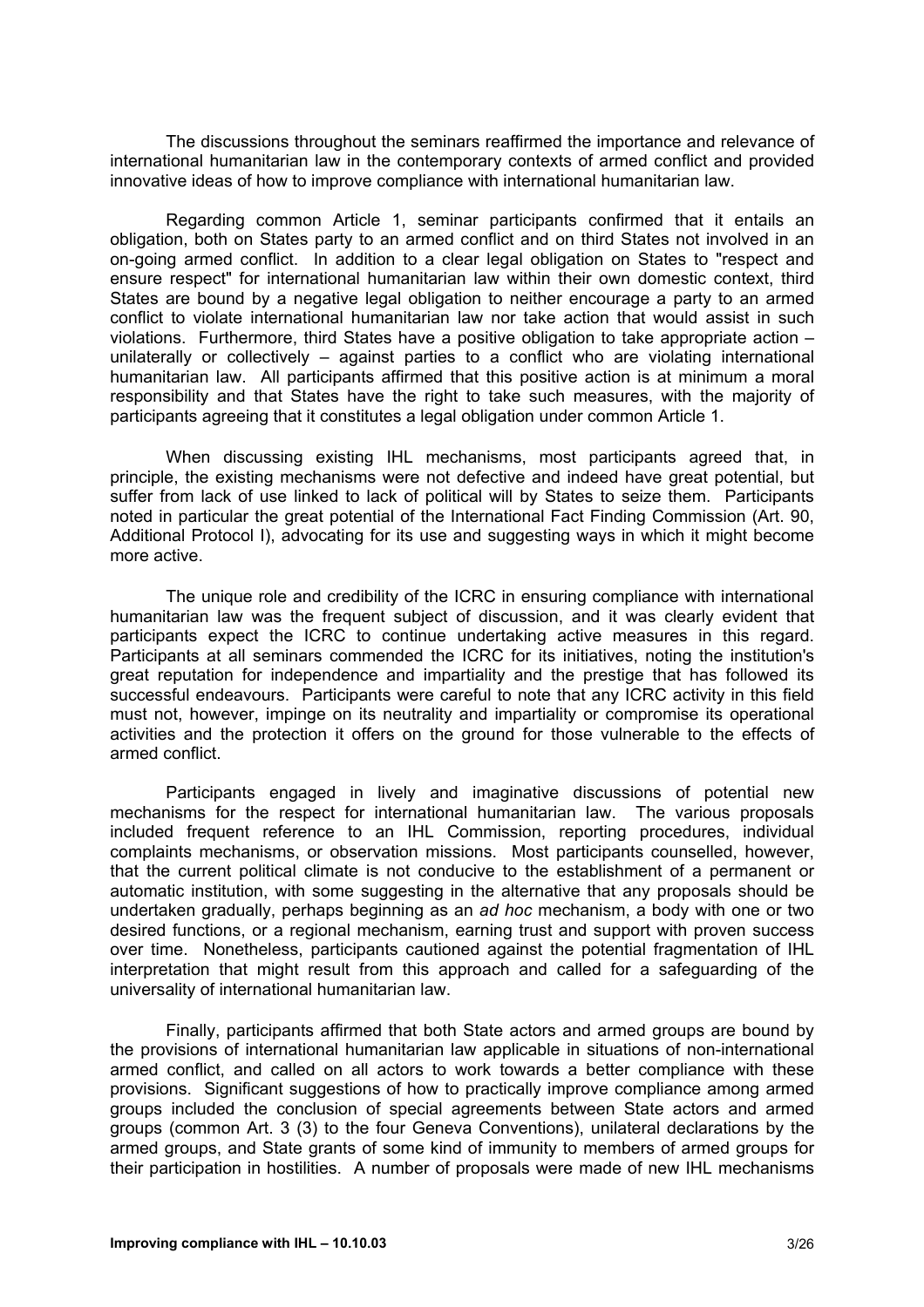The discussions throughout the seminars reaffirmed the importance and relevance of international humanitarian law in the contemporary contexts of armed conflict and provided innovative ideas of how to improve compliance with international humanitarian law.

Regarding common Article 1, seminar participants confirmed that it entails an obligation, both on States party to an armed conflict and on third States not involved in an on-going armed conflict. In addition to a clear legal obligation on States to "respect and ensure respect" for international humanitarian law within their own domestic context, third States are bound by a negative legal obligation to neither encourage a party to an armed conflict to violate international humanitarian law nor take action that would assist in such violations. Furthermore, third States have a positive obligation to take appropriate action – unilaterally or collectively – against parties to a conflict who are violating international humanitarian law. All participants affirmed that this positive action is at minimum a moral responsibility and that States have the right to take such measures, with the majority of participants agreeing that it constitutes a legal obligation under common Article 1.

When discussing existing IHL mechanisms, most participants agreed that, in principle, the existing mechanisms were not defective and indeed have great potential, but suffer from lack of use linked to lack of political will by States to seize them. Participants noted in particular the great potential of the International Fact Finding Commission (Art. 90, Additional Protocol I), advocating for its use and suggesting ways in which it might become more active.

The unique role and credibility of the ICRC in ensuring compliance with international humanitarian law was the frequent subject of discussion, and it was clearly evident that participants expect the ICRC to continue undertaking active measures in this regard. Participants at all seminars commended the ICRC for its initiatives, noting the institution's great reputation for independence and impartiality and the prestige that has followed its successful endeavours. Participants were careful to note that any ICRC activity in this field must not, however, impinge on its neutrality and impartiality or compromise its operational activities and the protection it offers on the ground for those vulnerable to the effects of armed conflict.

Participants engaged in lively and imaginative discussions of potential new mechanisms for the respect for international humanitarian law. The various proposals included frequent reference to an IHL Commission, reporting procedures, individual complaints mechanisms, or observation missions. Most participants counselled, however, that the current political climate is not conducive to the establishment of a permanent or automatic institution, with some suggesting in the alternative that any proposals should be undertaken gradually, perhaps beginning as an *ad hoc* mechanism, a body with one or two desired functions, or a regional mechanism, earning trust and support with proven success over time. Nonetheless, participants cautioned against the potential fragmentation of IHL interpretation that might result from this approach and called for a safeguarding of the universality of international humanitarian law.

Finally, participants affirmed that both State actors and armed groups are bound by the provisions of international humanitarian law applicable in situations of non-international armed conflict, and called on all actors to work towards a better compliance with these provisions. Significant suggestions of how to practically improve compliance among armed groups included the conclusion of special agreements between State actors and armed groups (common Art. 3 (3) to the four Geneva Conventions), unilateral declarations by the armed groups, and State grants of some kind of immunity to members of armed groups for their participation in hostilities. A number of proposals were made of new IHL mechanisms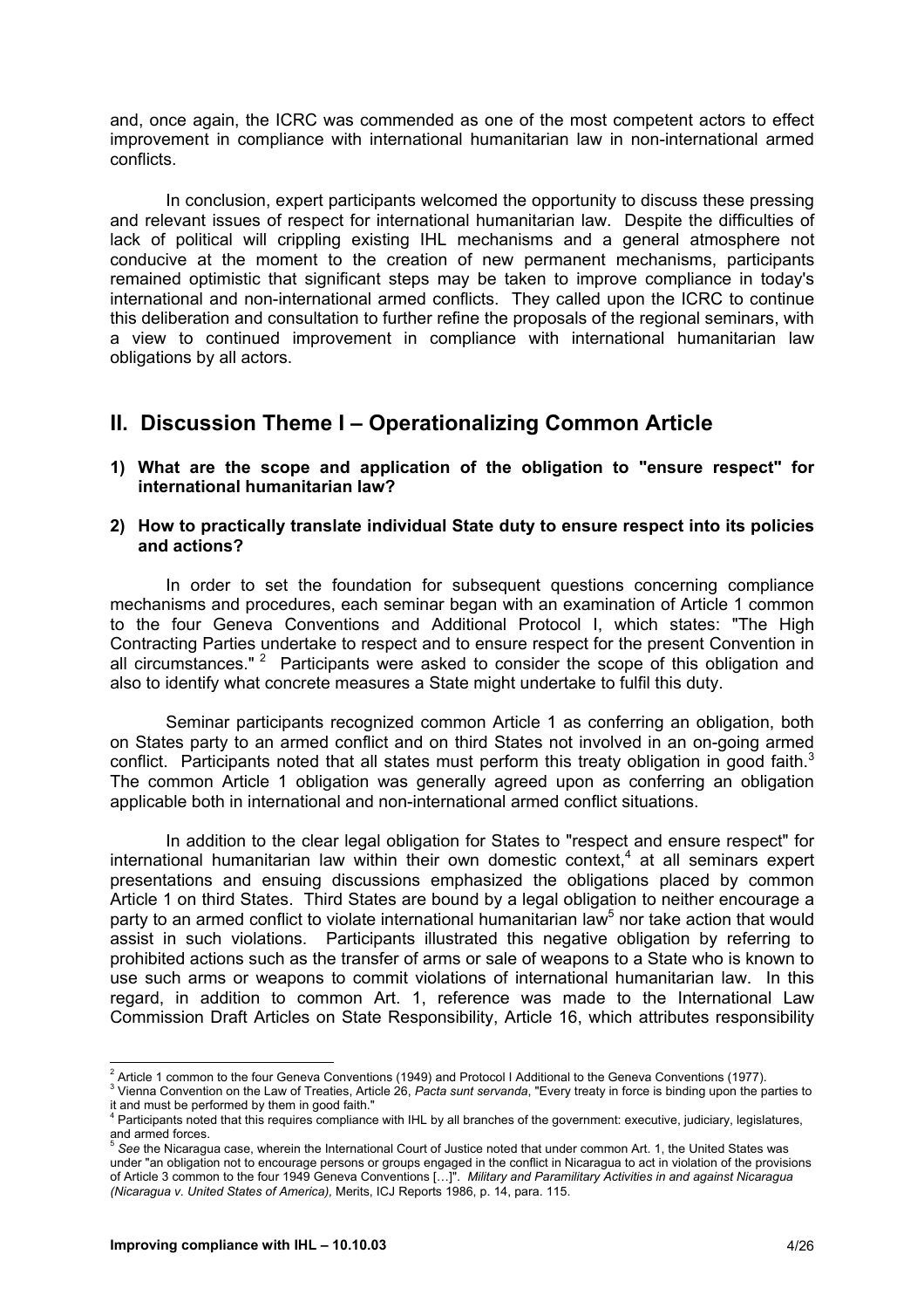and, once again, the ICRC was commended as one of the most competent actors to effect improvement in compliance with international humanitarian law in non-international armed conflicts.

In conclusion, expert participants welcomed the opportunity to discuss these pressing and relevant issues of respect for international humanitarian law. Despite the difficulties of lack of political will crippling existing IHL mechanisms and a general atmosphere not conducive at the moment to the creation of new permanent mechanisms, participants remained optimistic that significant steps may be taken to improve compliance in today's international and non-international armed conflicts. They called upon the ICRC to continue this deliberation and consultation to further refine the proposals of the regional seminars, with a view to continued improvement in compliance with international humanitarian law obligations by all actors.

## II. Discussion Theme I – Operationalizing Common Article

**1) What are the scope and application of the obligation to "ensure respect" for international humanitarian law?**

**2) How to practically translate individual State duty to ensure respect into its policies and actions?**

In order to set the foundation for subsequent questions concerning compliance mechanisms and procedures, each seminar began with an examination of Article 1 common to the four Geneva Conventions and Additional Protocol I, which states: "The High Contracting Parties undertake to respect and to ensure respect for the present Convention in all circumstances." [2] Participants were asked to consider the scope of this obligation and also to identify what concrete measures a State might undertake to fulfil this duty.

Seminar participants recognized common Article 1 as conferring an obligation, both on States party to an armed conflict and on third States not involved in an on-going armed conflict. Participants noted that all states must perform this treaty obligation in good faith.[3] The common Article 1 obligation was generally agreed upon as conferring an obligation applicable both in international and non-international armed conflict situations.

In addition to the clear legal obligation for States to "respect and ensure respect" for international humanitarian law within their own domestic context,[4] at all seminars expert presentations and ensuing discussions emphasized the obligations placed by common Article 1 on third States. Third States are bound by a legal obligation to neither encourage a party to an armed conflict to violate international humanitarian law[5] nor take action that would assist in such violations. Participants illustrated this negative obligation by referring to prohibited actions such as the transfer of arms or sale of weapons to a State who is known to use such arms or weapons to commit violations of international humanitarian law. In this regard, in addition to common Art. 1, reference was made to the International Law Commission Draft Articles on State Responsibility, Article 16, which attributes responsibility

---

[2] Article 1 common to the four Geneva Conventions (1949) and Protocol I Additional to the Geneva Conventions (1977).

[3] Vienna Convention on the Law of Treaties, Article 26, *Pacta sunt servanda*, "Every treaty in force is binding upon the parties to it and must be performed by them in good faith."

[4] Participants noted that this requires compliance with IHL by all branches of the government: executive, judiciary, legislatures, and armed forces.

[5] *See* the Nicaragua case, wherein the International Court of Justice noted that under common Art. 1, the United States was under "an obligation not to encourage persons or groups engaged in the conflict in Nicaragua to act in violation of the provisions of Article 3 common to the four 1949 Geneva Conventions […]". *Military and Paramilitary Activities in and against Nicaragua (Nicaragua v. United States of America),* Merits, ICJ Reports 1986, p. 14, para. 115.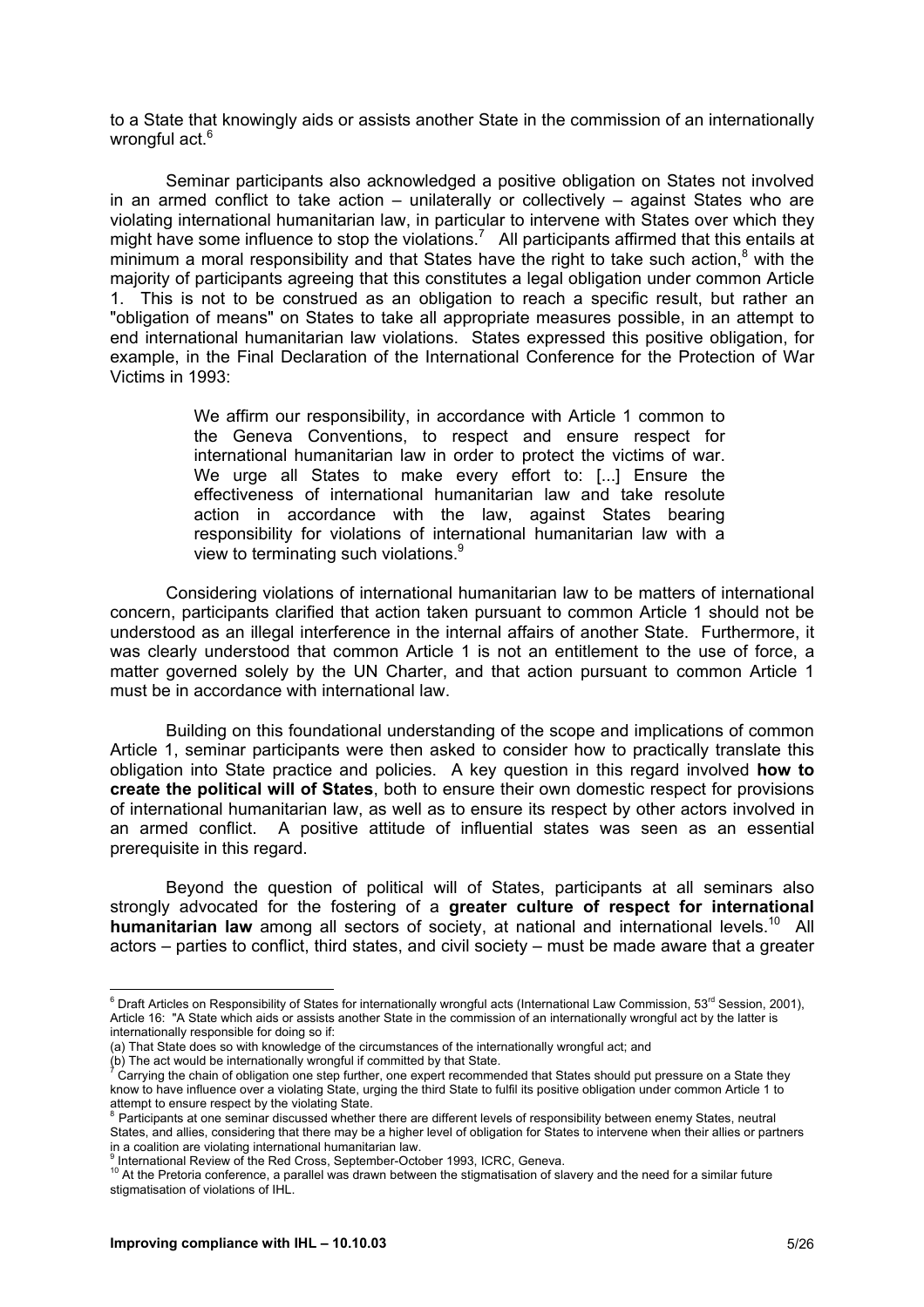to a State that knowingly aids or assists another State in the commission of an internationally wrongful act.[6]

Seminar participants also acknowledged a positive obligation on States not involved in an armed conflict to take action – unilaterally or collectively – against States who are violating international humanitarian law, in particular to intervene with States over which they might have some influence to stop the violations.[7] All participants affirmed that this entails at minimum a moral responsibility and that States have the right to take such action,[8] with the majority of participants agreeing that this constitutes a legal obligation under common Article 1. This is not to be construed as an obligation to reach a specific result, but rather an "obligation of means" on States to take all appropriate measures possible, in an attempt to end international humanitarian law violations. States expressed this positive obligation, for example, in the Final Declaration of the International Conference for the Protection of War Victims in 1993:

> We affirm our responsibility, in accordance with Article 1 common to the Geneva Conventions, to respect and ensure respect for international humanitarian law in order to protect the victims of war. We urge all States to make every effort to: [...] Ensure the effectiveness of international humanitarian law and take resolute action in accordance with the law, against States bearing responsibility for violations of international humanitarian law with a view to terminating such violations.[9]

Considering violations of international humanitarian law to be matters of international concern, participants clarified that action taken pursuant to common Article 1 should not be understood as an illegal interference in the internal affairs of another State. Furthermore, it was clearly understood that common Article 1 is not an entitlement to the use of force, a matter governed solely by the UN Charter, and that action pursuant to common Article 1 must be in accordance with international law.

Building on this foundational understanding of the scope and implications of common Article 1, seminar participants were then asked to consider how to practically translate this obligation into State practice and policies. A key question in this regard involved **how to create the political will of States**, both to ensure their own domestic respect for provisions of international humanitarian law, as well as to ensure its respect by other actors involved in an armed conflict. A positive attitude of influential states was seen as an essential prerequisite in this regard.

Beyond the question of political will of States, participants at all seminars also strongly advocated for the fostering of a **greater culture of respect for international humanitarian law** among all sectors of society, at national and international levels.[10] All actors – parties to conflict, third states, and civil society – must be made aware that a greater

---

[6] Draft Articles on Responsibility of States for internationally wrongful acts (International Law Commission, 53rd Session, 2001), Article 16: "A State which aids or assists another State in the commission of an internationally wrongful act by the latter is internationally responsible for doing so if:
(a) That State does so with knowledge of the circumstances of the internationally wrongful act; and
(b) The act would be internationally wrongful if committed by that State.

[7] Carrying the chain of obligation one step further, one expert recommended that States should put pressure on a State they know to have influence over a violating State, urging the third State to fulfil its positive obligation under common Article 1 to attempt to ensure respect by the violating State.

[8] Participants at one seminar discussed whether there are different levels of responsibility between enemy States, neutral States, and allies, considering that there may be a higher level of obligation for States to intervene when their allies or partners in a coalition are violating international humanitarian law.

[9] International Review of the Red Cross, September-October 1993, ICRC, Geneva.

[10] At the Pretoria conference, a parallel was drawn between the stigmatisation of slavery and the need for a similar future stigmatisation of violations of IHL.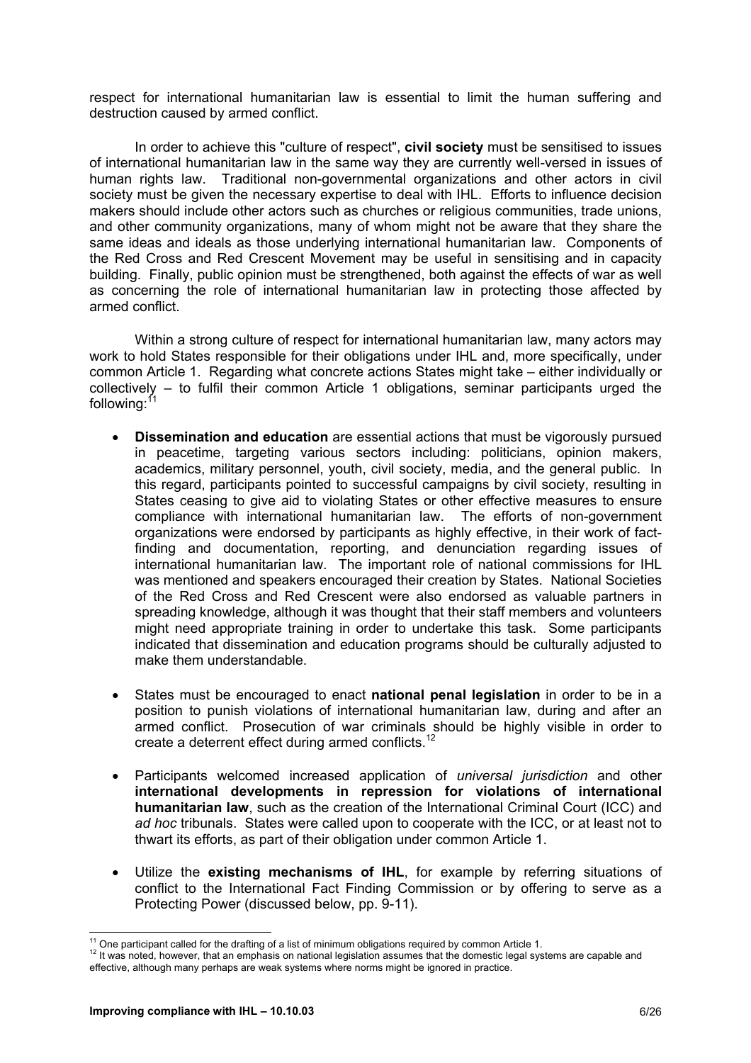respect for international humanitarian law is essential to limit the human suffering and destruction caused by armed conflict.

In order to achieve this "culture of respect", **civil society** must be sensitised to issues of international humanitarian law in the same way they are currently well-versed in issues of human rights law. Traditional non-governmental organizations and other actors in civil society must be given the necessary expertise to deal with IHL. Efforts to influence decision makers should include other actors such as churches or religious communities, trade unions, and other community organizations, many of whom might not be aware that they share the same ideas and ideals as those underlying international humanitarian law. Components of the Red Cross and Red Crescent Movement may be useful in sensitising and in capacity building. Finally, public opinion must be strengthened, both against the effects of war as well as concerning the role of international humanitarian law in protecting those affected by armed conflict.

Within a strong culture of respect for international humanitarian law, many actors may work to hold States responsible for their obligations under IHL and, more specifically, under common Article 1. Regarding what concrete actions States might take – either individually or collectively – to fulfil their common Article 1 obligations, seminar participants urged the following:[11]

- **Dissemination and education** are essential actions that must be vigorously pursued in peacetime, targeting various sectors including: politicians, opinion makers, academics, military personnel, youth, civil society, media, and the general public. In this regard, participants pointed to successful campaigns by civil society, resulting in States ceasing to give aid to violating States or other effective measures to ensure compliance with international humanitarian law. The efforts of non-government organizations were endorsed by participants as highly effective, in their work of fact-finding and documentation, reporting, and denunciation regarding issues of international humanitarian law. The important role of national commissions for IHL was mentioned and speakers encouraged their creation by States. National Societies of the Red Cross and Red Crescent were also endorsed as valuable partners in spreading knowledge, although it was thought that their staff members and volunteers might need appropriate training in order to undertake this task. Some participants indicated that dissemination and education programs should be culturally adjusted to make them understandable.

- States must be encouraged to enact **national penal legislation** in order to be in a position to punish violations of international humanitarian law, during and after an armed conflict. Prosecution of war criminals should be highly visible in order to create a deterrent effect during armed conflicts.[12]

- Participants welcomed increased application of *universal jurisdiction* and other **international developments in repression for violations of international humanitarian law**, such as the creation of the International Criminal Court (ICC) and *ad hoc* tribunals. States were called upon to cooperate with the ICC, or at least not to thwart its efforts, as part of their obligation under common Article 1.

- Utilize the **existing mechanisms of IHL**, for example by referring situations of conflict to the International Fact Finding Commission or by offering to serve as a Protecting Power (discussed below, pp. 9-11).

---

[11] One participant called for the drafting of a list of minimum obligations required by common Article 1.

[12] It was noted, however, that an emphasis on national legislation assumes that the domestic legal systems are capable and effective, although many perhaps are weak systems where norms might be ignored in practice.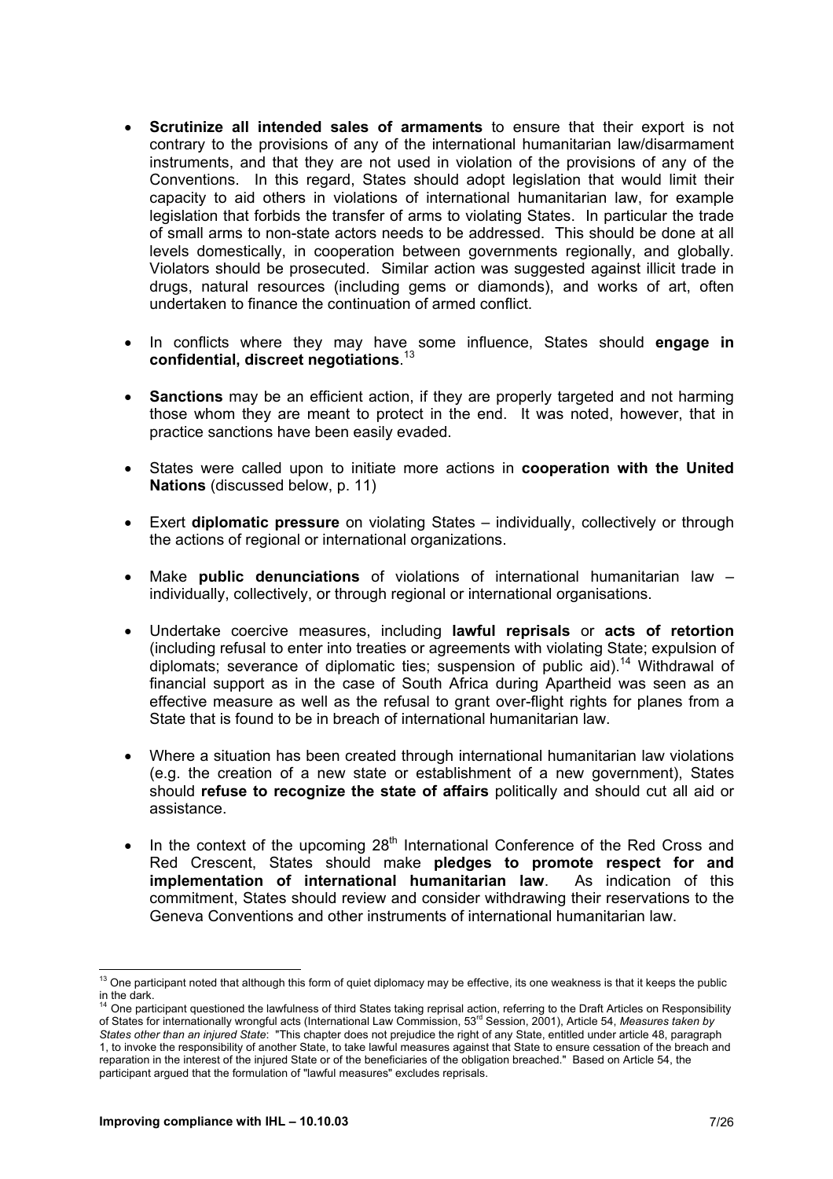- **Scrutinize all intended sales of armaments** to ensure that their export is not contrary to the provisions of any of the international humanitarian law/disarmament instruments, and that they are not used in violation of the provisions of any of the Conventions. In this regard, States should adopt legislation that would limit their capacity to aid others in violations of international humanitarian law, for example legislation that forbids the transfer of arms to violating States. In particular the trade of small arms to non-state actors needs to be addressed. This should be done at all levels domestically, in cooperation between governments regionally, and globally. Violators should be prosecuted. Similar action was suggested against illicit trade in drugs, natural resources (including gems or diamonds), and works of art, often undertaken to finance the continuation of armed conflict.

- In conflicts where they may have some influence, States should **engage in confidential, discreet negotiations**.[13]

- **Sanctions** may be an efficient action, if they are properly targeted and not harming those whom they are meant to protect in the end. It was noted, however, that in practice sanctions have been easily evaded.

- States were called upon to initiate more actions in **cooperation with the United Nations** (discussed below, p. 11)

- Exert **diplomatic pressure** on violating States – individually, collectively or through the actions of regional or international organizations.

- Make **public denunciations** of violations of international humanitarian law – individually, collectively, or through regional or international organisations.

- Undertake coercive measures, including **lawful reprisals** or **acts of retortion** (including refusal to enter into treaties or agreements with violating State; expulsion of diplomats; severance of diplomatic ties; suspension of public aid).[14] Withdrawal of financial support as in the case of South Africa during Apartheid was seen as an effective measure as well as the refusal to grant over-flight rights for planes from a State that is found to be in breach of international humanitarian law.

- Where a situation has been created through international humanitarian law violations (e.g. the creation of a new state or establishment of a new government), States should **refuse to recognize the state of affairs** politically and should cut all aid or assistance.

- In the context of the upcoming 28th International Conference of the Red Cross and Red Crescent, States should make **pledges to promote respect for and implementation of international humanitarian law**. As indication of this commitment, States should review and consider withdrawing their reservations to the Geneva Conventions and other instruments of international humanitarian law.

---

[13] One participant noted that although this form of quiet diplomacy may be effective, its one weakness is that it keeps the public in the dark.

[14] One participant questioned the lawfulness of third States taking reprisal action, referring to the Draft Articles on Responsibility of States for internationally wrongful acts (International Law Commission, 53rd Session, 2001), Article 54, *Measures taken by States other than an injured State*: "This chapter does not prejudice the right of any State, entitled under article 48, paragraph 1, to invoke the responsibility of another State, to take lawful measures against that State to ensure cessation of the breach and reparation in the interest of the injured State or of the beneficiaries of the obligation breached." Based on Article 54, the participant argued that the formulation of "lawful measures" excludes reprisals.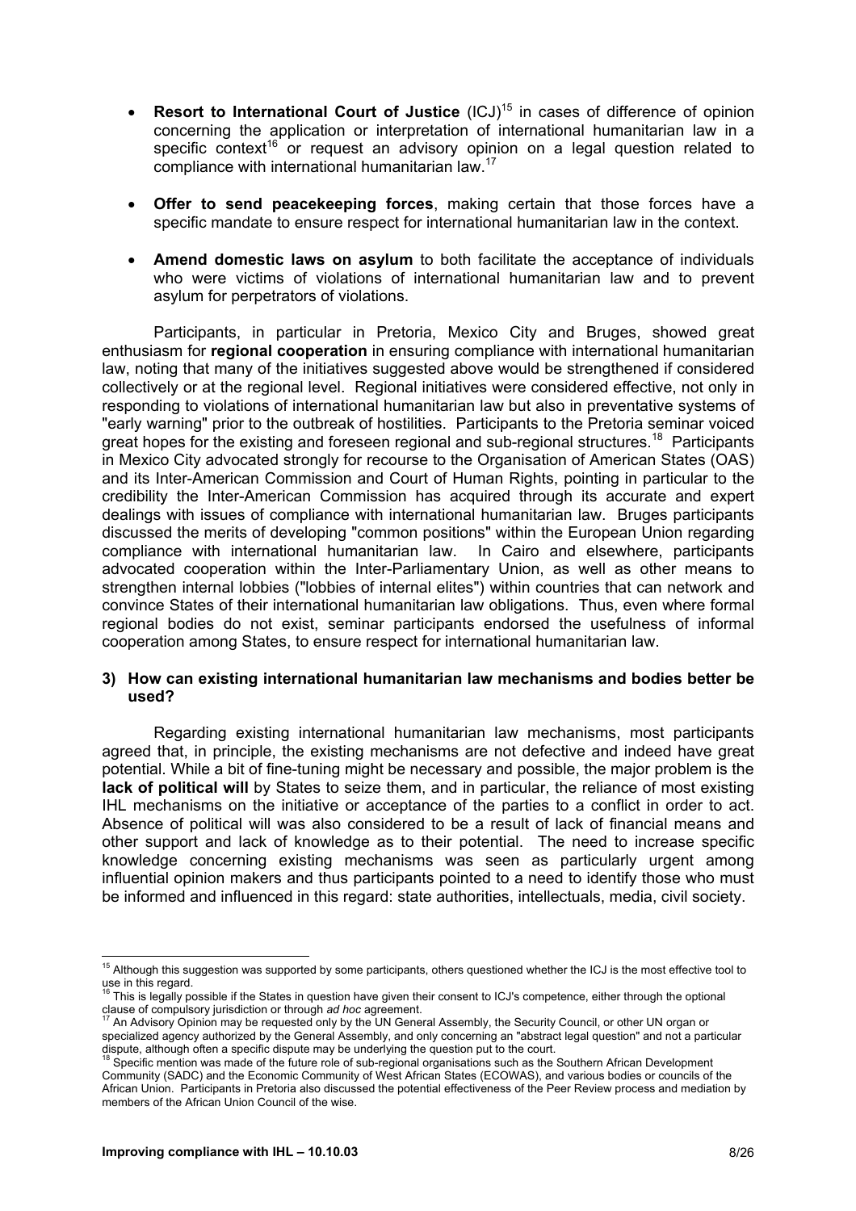- **Resort to International Court of Justice** (ICJ)[15] in cases of difference of opinion concerning the application or interpretation of international humanitarian law in a specific context[16] or request an advisory opinion on a legal question related to compliance with international humanitarian law.[17]

- **Offer to send peacekeeping forces**, making certain that those forces have a specific mandate to ensure respect for international humanitarian law in the context.

- **Amend domestic laws on asylum** to both facilitate the acceptance of individuals who were victims of violations of international humanitarian law and to prevent asylum for perpetrators of violations.

Participants, in particular in Pretoria, Mexico City and Bruges, showed great enthusiasm for **regional cooperation** in ensuring compliance with international humanitarian law, noting that many of the initiatives suggested above would be strengthened if considered collectively or at the regional level. Regional initiatives were considered effective, not only in responding to violations of international humanitarian law but also in preventative systems of "early warning" prior to the outbreak of hostilities. Participants to the Pretoria seminar voiced great hopes for the existing and foreseen regional and sub-regional structures.[18] Participants in Mexico City advocated strongly for recourse to the Organisation of American States (OAS) and its Inter-American Commission and Court of Human Rights, pointing in particular to the credibility the Inter-American Commission has acquired through its accurate and expert dealings with issues of compliance with international humanitarian law. Bruges participants discussed the merits of developing "common positions" within the European Union regarding compliance with international humanitarian law. In Cairo and elsewhere, participants advocated cooperation within the Inter-Parliamentary Union, as well as other means to strengthen internal lobbies ("lobbies of internal elites") within countries that can network and convince States of their international humanitarian law obligations. Thus, even where formal regional bodies do not exist, seminar participants endorsed the usefulness of informal cooperation among States, to ensure respect for international humanitarian law.

### 3) How can existing international humanitarian law mechanisms and bodies better be used?

Regarding existing international humanitarian law mechanisms, most participants agreed that, in principle, the existing mechanisms are not defective and indeed have great potential. While a bit of fine-tuning might be necessary and possible, the major problem is the **lack of political will** by States to seize them, and in particular, the reliance of most existing IHL mechanisms on the initiative or acceptance of the parties to a conflict in order to act. Absence of political will was also considered to be a result of lack of financial means and other support and lack of knowledge as to their potential. The need to increase specific knowledge concerning existing mechanisms was seen as particularly urgent among influential opinion makers and thus participants pointed to a need to identify those who must be informed and influenced in this regard: state authorities, intellectuals, media, civil society.

---

[15] Although this suggestion was supported by some participants, others questioned whether the ICJ is the most effective tool to use in this regard.

[16] This is legally possible if the States in question have given their consent to ICJ's competence, either through the optional clause of compulsory jurisdiction or through *ad hoc* agreement.

[17] An Advisory Opinion may be requested only by the UN General Assembly, the Security Council, or other UN organ or specialized agency authorized by the General Assembly, and only concerning an "abstract legal question" and not a particular dispute, although often a specific dispute may be underlying the question put to the court.

[18] Specific mention was made of the future role of sub-regional organisations such as the Southern African Development Community (SADC) and the Economic Community of West African States (ECOWAS), and various bodies or councils of the African Union. Participants in Pretoria also discussed the potential effectiveness of the Peer Review process and mediation by members of the African Union Council of the wise.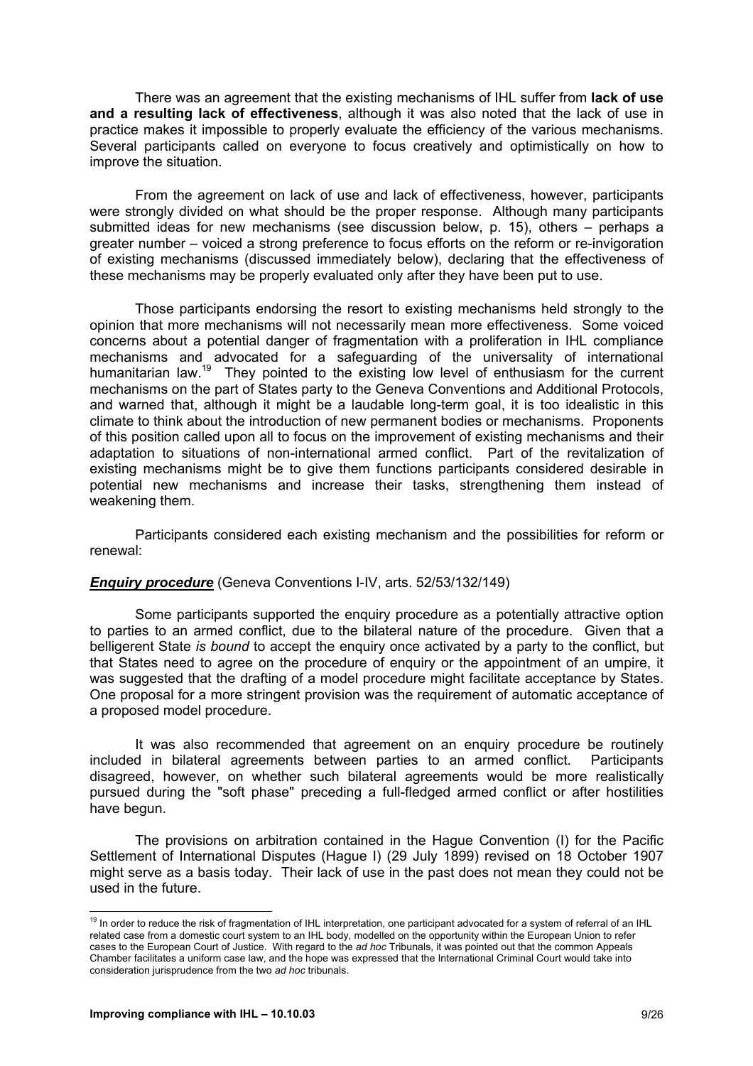There was an agreement that the existing mechanisms of IHL suffer from **lack of use and a resulting lack of effectiveness**, although it was also noted that the lack of use in practice makes it impossible to properly evaluate the efficiency of the various mechanisms. Several participants called on everyone to focus creatively and optimistically on how to improve the situation.

From the agreement on lack of use and lack of effectiveness, however, participants were strongly divided on what should be the proper response. Although many participants submitted ideas for new mechanisms (see discussion below, p. 15), others – perhaps a greater number – voiced a strong preference to focus efforts on the reform or re-invigoration of existing mechanisms (discussed immediately below), declaring that the effectiveness of these mechanisms may be properly evaluated only after they have been put to use.

Those participants endorsing the resort to existing mechanisms held strongly to the opinion that more mechanisms will not necessarily mean more effectiveness. Some voiced concerns about a potential danger of fragmentation with a proliferation in IHL compliance mechanisms and advocated for a safeguarding of the universality of international humanitarian law.[19] They pointed to the existing low level of enthusiasm for the current mechanisms on the part of States party to the Geneva Conventions and Additional Protocols, and warned that, although it might be a laudable long-term goal, it is too idealistic in this climate to think about the introduction of new permanent bodies or mechanisms. Proponents of this position called upon all to focus on the improvement of existing mechanisms and their adaptation to situations of non-international armed conflict. Part of the revitalization of existing mechanisms might be to give them functions participants considered desirable in potential new mechanisms and increase their tasks, strengthening them instead of weakening them.

Participants considered each existing mechanism and the possibilities for reform or renewal:

***Enquiry procedure*** (Geneva Conventions I-IV, arts. 52/53/132/149)

Some participants supported the enquiry procedure as a potentially attractive option to parties to an armed conflict, due to the bilateral nature of the procedure. Given that a belligerent State *is bound* to accept the enquiry once activated by a party to the conflict, but that States need to agree on the procedure of enquiry or the appointment of an umpire, it was suggested that the drafting of a model procedure might facilitate acceptance by States. One proposal for a more stringent provision was the requirement of automatic acceptance of a proposed model procedure.

It was also recommended that agreement on an enquiry procedure be routinely included in bilateral agreements between parties to an armed conflict. Participants disagreed, however, on whether such bilateral agreements would be more realistically pursued during the "soft phase" preceding a full-fledged armed conflict or after hostilities have begun.

The provisions on arbitration contained in the Hague Convention (I) for the Pacific Settlement of International Disputes (Hague I) (29 July 1899) revised on 18 October 1907 might serve as a basis today. Their lack of use in the past does not mean they could not be used in the future.

[19] In order to reduce the risk of fragmentation of IHL interpretation, one participant advocated for a system of referral of an IHL related case from a domestic court system to an IHL body, modelled on the opportunity within the European Union to refer cases to the European Court of Justice. With regard to the *ad hoc* Tribunals, it was pointed out that the common Appeals Chamber facilitates a uniform case law, and the hope was expressed that the International Criminal Court would take into consideration jurisprudence from the two *ad hoc* tribunals.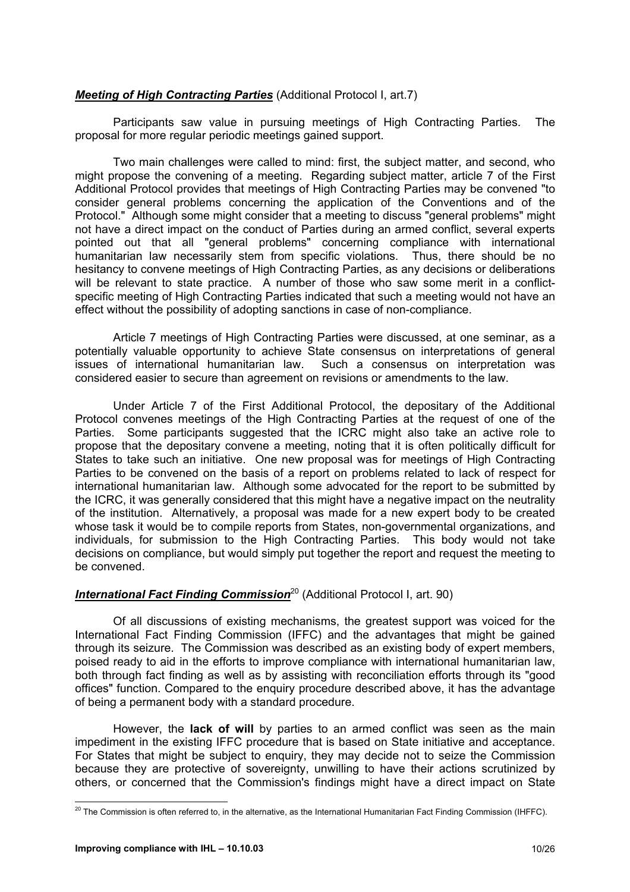***Meeting of High Contracting Parties*** (Additional Protocol I, art.7)

Participants saw value in pursuing meetings of High Contracting Parties. The proposal for more regular periodic meetings gained support.

Two main challenges were called to mind: first, the subject matter, and second, who might propose the convening of a meeting. Regarding subject matter, article 7 of the First Additional Protocol provides that meetings of High Contracting Parties may be convened "to consider general problems concerning the application of the Conventions and of the Protocol." Although some might consider that a meeting to discuss "general problems" might not have a direct impact on the conduct of Parties during an armed conflict, several experts pointed out that all "general problems" concerning compliance with international humanitarian law necessarily stem from specific violations. Thus, there should be no hesitancy to convene meetings of High Contracting Parties, as any decisions or deliberations will be relevant to state practice. A number of those who saw some merit in a conflict-specific meeting of High Contracting Parties indicated that such a meeting would not have an effect without the possibility of adopting sanctions in case of non-compliance.

Article 7 meetings of High Contracting Parties were discussed, at one seminar, as a potentially valuable opportunity to achieve State consensus on interpretations of general issues of international humanitarian law. Such a consensus on interpretation was considered easier to secure than agreement on revisions or amendments to the law.

Under Article 7 of the First Additional Protocol, the depositary of the Additional Protocol convenes meetings of the High Contracting Parties at the request of one of the Parties. Some participants suggested that the ICRC might also take an active role to propose that the depositary convene a meeting, noting that it is often politically difficult for States to take such an initiative. One new proposal was for meetings of High Contracting Parties to be convened on the basis of a report on problems related to lack of respect for international humanitarian law. Although some advocated for the report to be submitted by the ICRC, it was generally considered that this might have a negative impact on the neutrality of the institution. Alternatively, a proposal was made for a new expert body to be created whose task it would be to compile reports from States, non-governmental organizations, and individuals, for submission to the High Contracting Parties. This body would not take decisions on compliance, but would simply put together the report and request the meeting to be convened.

***International Fact Finding Commission***[20] (Additional Protocol I, art. 90)

Of all discussions of existing mechanisms, the greatest support was voiced for the International Fact Finding Commission (IFFC) and the advantages that might be gained through its seizure. The Commission was described as an existing body of expert members, poised ready to aid in the efforts to improve compliance with international humanitarian law, both through fact finding as well as by assisting with reconciliation efforts through its "good offices" function. Compared to the enquiry procedure described above, it has the advantage of being a permanent body with a standard procedure.

However, the **lack of will** by parties to an armed conflict was seen as the main impediment in the existing IFFC procedure that is based on State initiative and acceptance. For States that might be subject to enquiry, they may decide not to seize the Commission because they are protective of sovereignty, unwilling to have their actions scrutinized by others, or concerned that the Commission's findings might have a direct impact on State

---

[20] The Commission is often referred to, in the alternative, as the International Humanitarian Fact Finding Commission (IHFFC).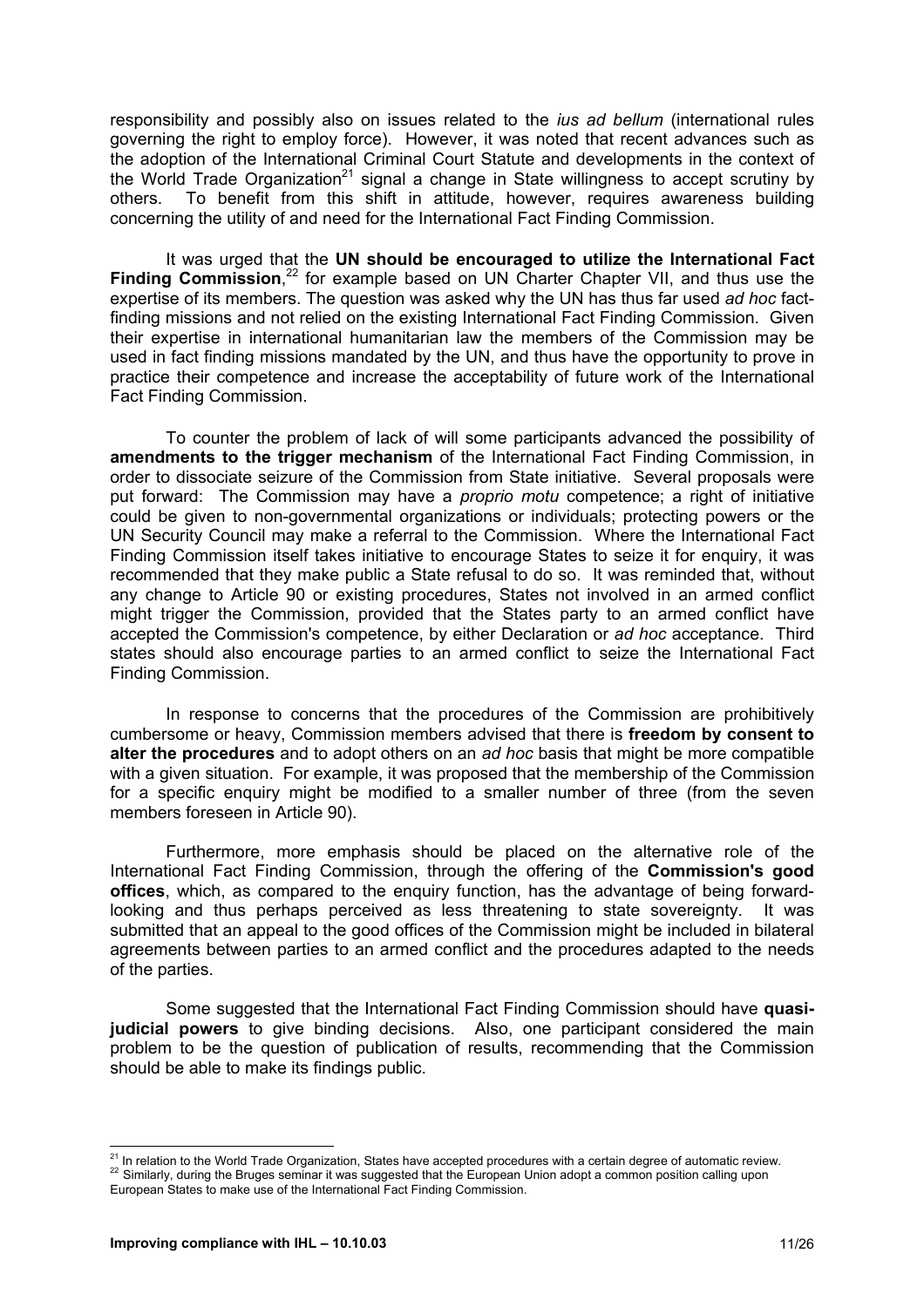responsibility and possibly also on issues related to the *ius ad bellum* (international rules governing the right to employ force). However, it was noted that recent advances such as the adoption of the International Criminal Court Statute and developments in the context of the World Trade Organization[21] signal a change in State willingness to accept scrutiny by others. To benefit from this shift in attitude, however, requires awareness building concerning the utility of and need for the International Fact Finding Commission.

It was urged that the **UN should be encouraged to utilize the International Fact Finding Commission**,[22] for example based on UN Charter Chapter VII, and thus use the expertise of its members. The question was asked why the UN has thus far used *ad hoc* fact-finding missions and not relied on the existing International Fact Finding Commission. Given their expertise in international humanitarian law the members of the Commission may be used in fact finding missions mandated by the UN, and thus have the opportunity to prove in practice their competence and increase the acceptability of future work of the International Fact Finding Commission.

To counter the problem of lack of will some participants advanced the possibility of **amendments to the trigger mechanism** of the International Fact Finding Commission, in order to dissociate seizure of the Commission from State initiative. Several proposals were put forward: The Commission may have a *proprio motu* competence; a right of initiative could be given to non-governmental organizations or individuals; protecting powers or the UN Security Council may make a referral to the Commission. Where the International Fact Finding Commission itself takes initiative to encourage States to seize it for enquiry, it was recommended that they make public a State refusal to do so. It was reminded that, without any change to Article 90 or existing procedures, States not involved in an armed conflict might trigger the Commission, provided that the States party to an armed conflict have accepted the Commission's competence, by either Declaration or *ad hoc* acceptance. Third states should also encourage parties to an armed conflict to seize the International Fact Finding Commission.

In response to concerns that the procedures of the Commission are prohibitively cumbersome or heavy, Commission members advised that there is **freedom by consent to alter the procedures** and to adopt others on an *ad hoc* basis that might be more compatible with a given situation. For example, it was proposed that the membership of the Commission for a specific enquiry might be modified to a smaller number of three (from the seven members foreseen in Article 90).

Furthermore, more emphasis should be placed on the alternative role of the International Fact Finding Commission, through the offering of the **Commission's good offices**, which, as compared to the enquiry function, has the advantage of being forward-looking and thus perhaps perceived as less threatening to state sovereignty. It was submitted that an appeal to the good offices of the Commission might be included in bilateral agreements between parties to an armed conflict and the procedures adapted to the needs of the parties.

Some suggested that the International Fact Finding Commission should have **quasi-judicial powers** to give binding decisions. Also, one participant considered the main problem to be the question of publication of results, recommending that the Commission should be able to make its findings public.

---

[21] In relation to the World Trade Organization, States have accepted procedures with a certain degree of automatic review.

[22] Similarly, during the Bruges seminar it was suggested that the European Union adopt a common position calling upon European States to make use of the International Fact Finding Commission.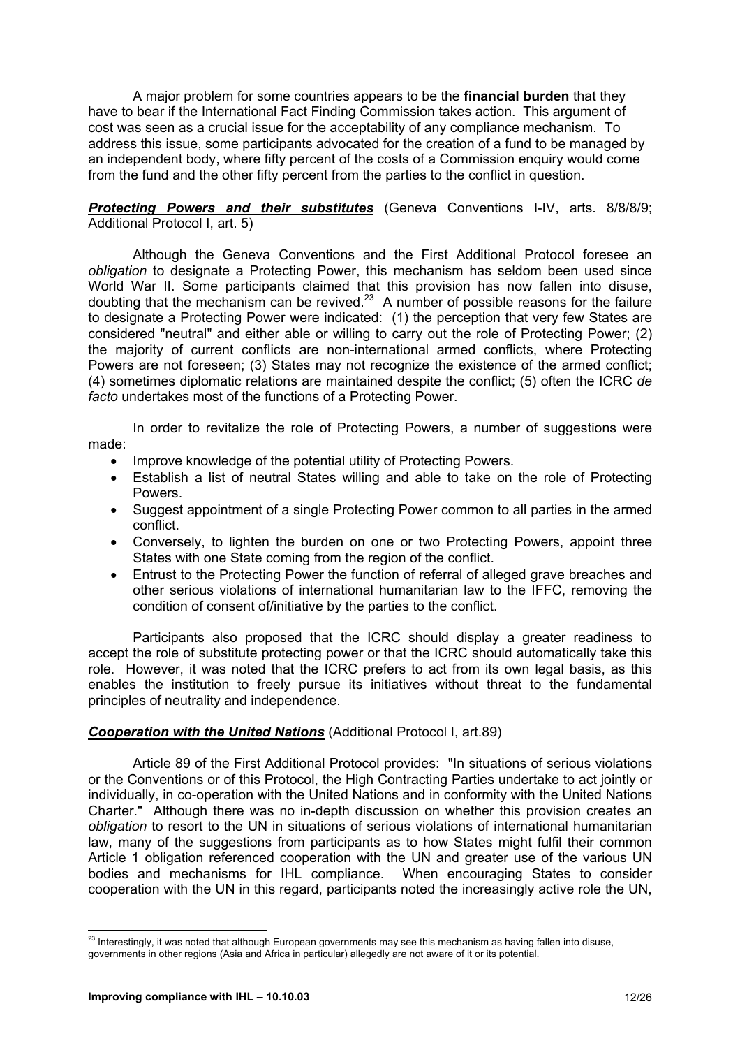A major problem for some countries appears to be the **financial burden** that they have to bear if the International Fact Finding Commission takes action. This argument of cost was seen as a crucial issue for the acceptability of any compliance mechanism. To address this issue, some participants advocated for the creation of a fund to be managed by an independent body, where fifty percent of the costs of a Commission enquiry would come from the fund and the other fifty percent from the parties to the conflict in question.

***<u>Protecting Powers and their substitutes</u>*** (Geneva Conventions I-IV, arts. 8/8/8/9; Additional Protocol I, art. 5)

Although the Geneva Conventions and the First Additional Protocol foresee an *obligation* to designate a Protecting Power, this mechanism has seldom been used since World War II. Some participants claimed that this provision has now fallen into disuse, doubting that the mechanism can be revived.[23] A number of possible reasons for the failure to designate a Protecting Power were indicated: (1) the perception that very few States are considered "neutral" and either able or willing to carry out the role of Protecting Power; (2) the majority of current conflicts are non-international armed conflicts, where Protecting Powers are not foreseen; (3) States may not recognize the existence of the armed conflict; (4) sometimes diplomatic relations are maintained despite the conflict; (5) often the ICRC *de facto* undertakes most of the functions of a Protecting Power.

In order to revitalize the role of Protecting Powers, a number of suggestions were made:

- Improve knowledge of the potential utility of Protecting Powers.
- Establish a list of neutral States willing and able to take on the role of Protecting Powers.
- Suggest appointment of a single Protecting Power common to all parties in the armed conflict.
- Conversely, to lighten the burden on one or two Protecting Powers, appoint three States with one State coming from the region of the conflict.
- Entrust to the Protecting Power the function of referral of alleged grave breaches and other serious violations of international humanitarian law to the IFFC, removing the condition of consent of/initiative by the parties to the conflict.

Participants also proposed that the ICRC should display a greater readiness to accept the role of substitute protecting power or that the ICRC should automatically take this role. However, it was noted that the ICRC prefers to act from its own legal basis, as this enables the institution to freely pursue its initiatives without threat to the fundamental principles of neutrality and independence.

***<u>Cooperation with the United Nations</u>*** (Additional Protocol I, art.89)

Article 89 of the First Additional Protocol provides: "In situations of serious violations or the Conventions or of this Protocol, the High Contracting Parties undertake to act jointly or individually, in co-operation with the United Nations and in conformity with the United Nations Charter." Although there was no in-depth discussion on whether this provision creates an *obligation* to resort to the UN in situations of serious violations of international humanitarian law, many of the suggestions from participants as to how States might fulfil their common Article 1 obligation referenced cooperation with the UN and greater use of the various UN bodies and mechanisms for IHL compliance. When encouraging States to consider cooperation with the UN in this regard, participants noted the increasingly active role the UN,

---

[23] Interestingly, it was noted that although European governments may see this mechanism as having fallen into disuse, governments in other regions (Asia and Africa in particular) allegedly are not aware of it or its potential.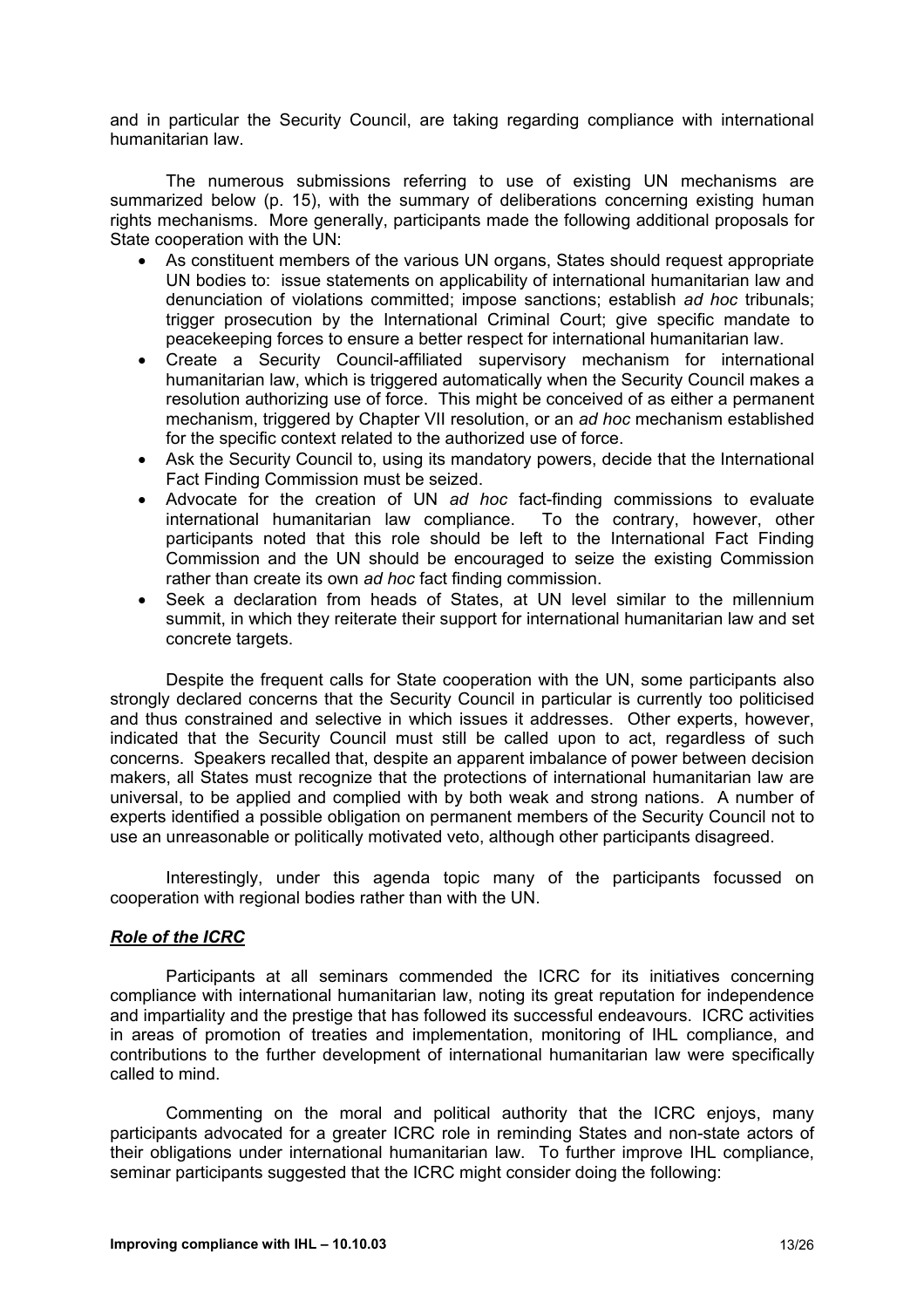and in particular the Security Council, are taking regarding compliance with international humanitarian law.

The numerous submissions referring to use of existing UN mechanisms are summarized below (p. 15), with the summary of deliberations concerning existing human rights mechanisms. More generally, participants made the following additional proposals for State cooperation with the UN:

- As constituent members of the various UN organs, States should request appropriate UN bodies to: issue statements on applicability of international humanitarian law and denunciation of violations committed; impose sanctions; establish *ad hoc* tribunals; trigger prosecution by the International Criminal Court; give specific mandate to peacekeeping forces to ensure a better respect for international humanitarian law.
- Create a Security Council-affiliated supervisory mechanism for international humanitarian law, which is triggered automatically when the Security Council makes a resolution authorizing use of force. This might be conceived of as either a permanent mechanism, triggered by Chapter VII resolution, or an *ad hoc* mechanism established for the specific context related to the authorized use of force.
- Ask the Security Council to, using its mandatory powers, decide that the International Fact Finding Commission must be seized.
- Advocate for the creation of UN *ad hoc* fact-finding commissions to evaluate international humanitarian law compliance. To the contrary, however, other participants noted that this role should be left to the International Fact Finding Commission and the UN should be encouraged to seize the existing Commission rather than create its own *ad hoc* fact finding commission.
- Seek a declaration from heads of States, at UN level similar to the millennium summit, in which they reiterate their support for international humanitarian law and set concrete targets.

Despite the frequent calls for State cooperation with the UN, some participants also strongly declared concerns that the Security Council in particular is currently too politicised and thus constrained and selective in which issues it addresses. Other experts, however, indicated that the Security Council must still be called upon to act, regardless of such concerns. Speakers recalled that, despite an apparent imbalance of power between decision makers, all States must recognize that the protections of international humanitarian law are universal, to be applied and complied with by both weak and strong nations. A number of experts identified a possible obligation on permanent members of the Security Council not to use an unreasonable or politically motivated veto, although other participants disagreed.

Interestingly, under this agenda topic many of the participants focussed on cooperation with regional bodies rather than with the UN.

***Role of the ICRC***

Participants at all seminars commended the ICRC for its initiatives concerning compliance with international humanitarian law, noting its great reputation for independence and impartiality and the prestige that has followed its successful endeavours. ICRC activities in areas of promotion of treaties and implementation, monitoring of IHL compliance, and contributions to the further development of international humanitarian law were specifically called to mind.

Commenting on the moral and political authority that the ICRC enjoys, many participants advocated for a greater ICRC role in reminding States and non-state actors of their obligations under international humanitarian law. To further improve IHL compliance, seminar participants suggested that the ICRC might consider doing the following: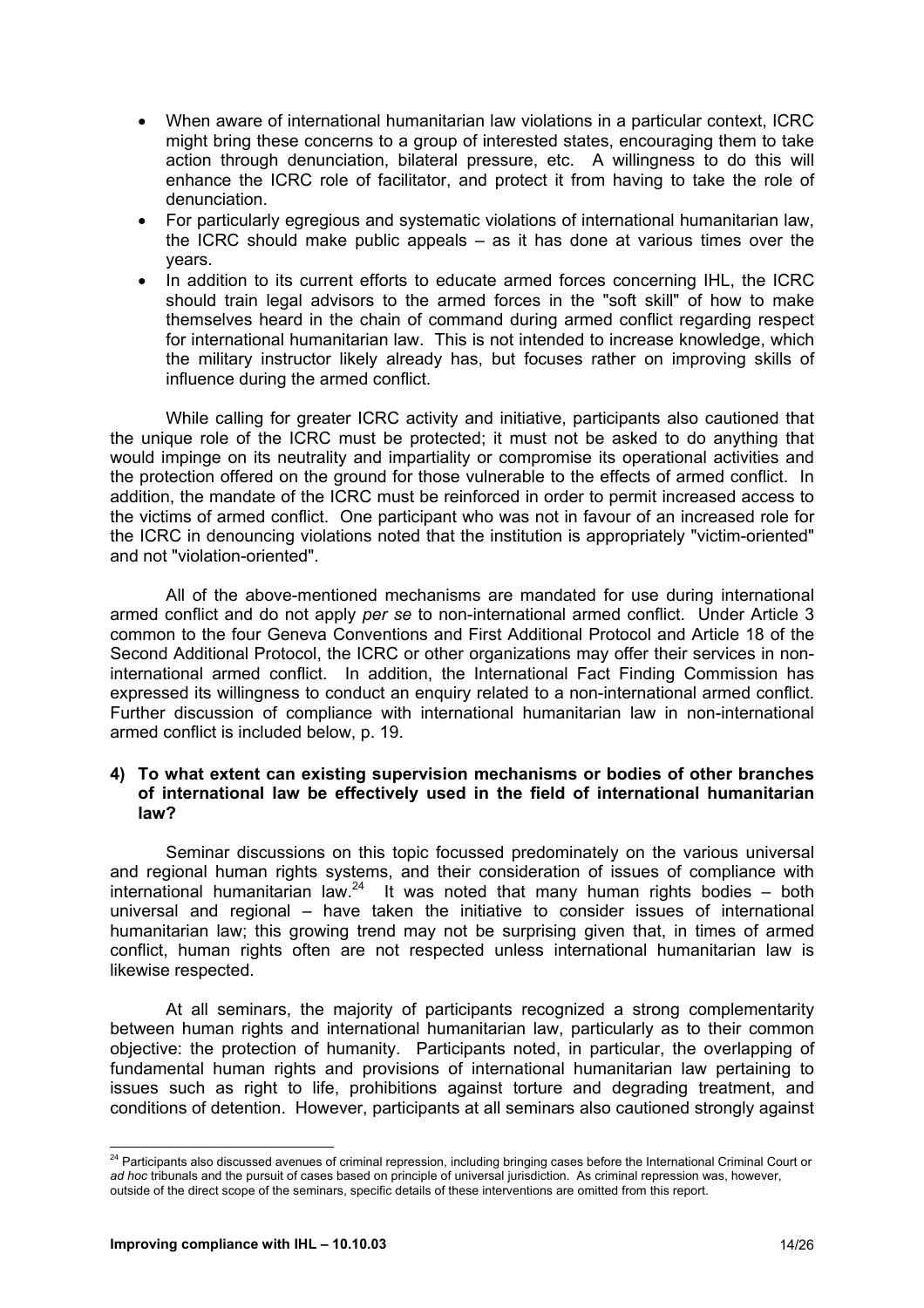- When aware of international humanitarian law violations in a particular context, ICRC might bring these concerns to a group of interested states, encouraging them to take action through denunciation, bilateral pressure, etc. A willingness to do this will enhance the ICRC role of facilitator, and protect it from having to take the role of denunciation.
- For particularly egregious and systematic violations of international humanitarian law, the ICRC should make public appeals – as it has done at various times over the years.
- In addition to its current efforts to educate armed forces concerning IHL, the ICRC should train legal advisors to the armed forces in the "soft skill" of how to make themselves heard in the chain of command during armed conflict regarding respect for international humanitarian law. This is not intended to increase knowledge, which the military instructor likely already has, but focuses rather on improving skills of influence during the armed conflict.

While calling for greater ICRC activity and initiative, participants also cautioned that the unique role of the ICRC must be protected; it must not be asked to do anything that would impinge on its neutrality and impartiality or compromise its operational activities and the protection offered on the ground for those vulnerable to the effects of armed conflict. In addition, the mandate of the ICRC must be reinforced in order to permit increased access to the victims of armed conflict. One participant who was not in favour of an increased role for the ICRC in denouncing violations noted that the institution is appropriately "victim-oriented" and not "violation-oriented".

All of the above-mentioned mechanisms are mandated for use during international armed conflict and do not apply *per se* to non-international armed conflict. Under Article 3 common to the four Geneva Conventions and First Additional Protocol and Article 18 of the Second Additional Protocol, the ICRC or other organizations may offer their services in non-international armed conflict. In addition, the International Fact Finding Commission has expressed its willingness to conduct an enquiry related to a non-international armed conflict. Further discussion of compliance with international humanitarian law in non-international armed conflict is included below, p. 19.

#### 4) To what extent can existing supervision mechanisms or bodies of other branches of international law be effectively used in the field of international humanitarian law?

Seminar discussions on this topic focussed predominately on the various universal and regional human rights systems, and their consideration of issues of compliance with international humanitarian law.[24] It was noted that many human rights bodies – both universal and regional – have taken the initiative to consider issues of international humanitarian law; this growing trend may not be surprising given that, in times of armed conflict, human rights often are not respected unless international humanitarian law is likewise respected.

At all seminars, the majority of participants recognized a strong complementarity between human rights and international humanitarian law, particularly as to their common objective: the protection of humanity. Participants noted, in particular, the overlapping of fundamental human rights and provisions of international humanitarian law pertaining to issues such as right to life, prohibitions against torture and degrading treatment, and conditions of detention. However, participants at all seminars also cautioned strongly against

---

[24] Participants also discussed avenues of criminal repression, including bringing cases before the International Criminal Court or *ad hoc* tribunals and the pursuit of cases based on principle of universal jurisdiction. As criminal repression was, however, outside of the direct scope of the seminars, specific details of these interventions are omitted from this report.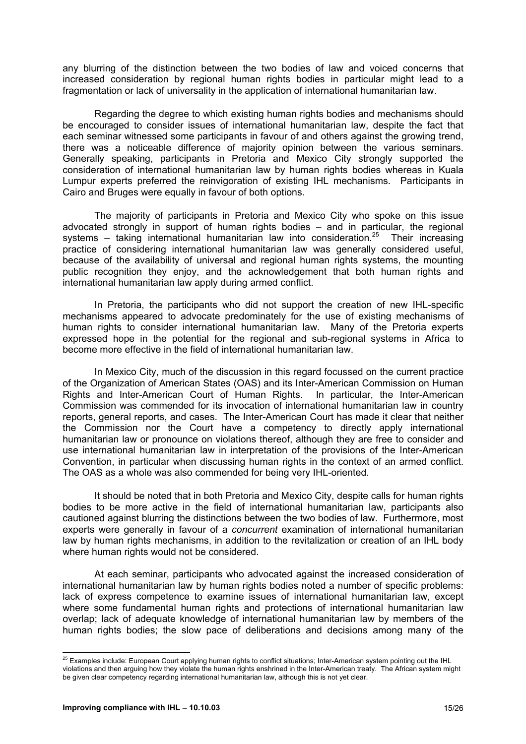any blurring of the distinction between the two bodies of law and voiced concerns that increased consideration by regional human rights bodies in particular might lead to a fragmentation or lack of universality in the application of international humanitarian law.

Regarding the degree to which existing human rights bodies and mechanisms should be encouraged to consider issues of international humanitarian law, despite the fact that each seminar witnessed some participants in favour of and others against the growing trend, there was a noticeable difference of majority opinion between the various seminars. Generally speaking, participants in Pretoria and Mexico City strongly supported the consideration of international humanitarian law by human rights bodies whereas in Kuala Lumpur experts preferred the reinvigoration of existing IHL mechanisms. Participants in Cairo and Bruges were equally in favour of both options.

The majority of participants in Pretoria and Mexico City who spoke on this issue advocated strongly in support of human rights bodies – and in particular, the regional systems – taking international humanitarian law into consideration.[25] Their increasing practice of considering international humanitarian law was generally considered useful, because of the availability of universal and regional human rights systems, the mounting public recognition they enjoy, and the acknowledgement that both human rights and international humanitarian law apply during armed conflict.

In Pretoria, the participants who did not support the creation of new IHL-specific mechanisms appeared to advocate predominately for the use of existing mechanisms of human rights to consider international humanitarian law. Many of the Pretoria experts expressed hope in the potential for the regional and sub-regional systems in Africa to become more effective in the field of international humanitarian law.

In Mexico City, much of the discussion in this regard focussed on the current practice of the Organization of American States (OAS) and its Inter-American Commission on Human Rights and Inter-American Court of Human Rights. In particular, the Inter-American Commission was commended for its invocation of international humanitarian law in country reports, general reports, and cases. The Inter-American Court has made it clear that neither the Commission nor the Court have a competency to directly apply international humanitarian law or pronounce on violations thereof, although they are free to consider and use international humanitarian law in interpretation of the provisions of the Inter-American Convention, in particular when discussing human rights in the context of an armed conflict. The OAS as a whole was also commended for being very IHL-oriented.

It should be noted that in both Pretoria and Mexico City, despite calls for human rights bodies to be more active in the field of international humanitarian law, participants also cautioned against blurring the distinctions between the two bodies of law. Furthermore, most experts were generally in favour of a *concurrent* examination of international humanitarian law by human rights mechanisms, in addition to the revitalization or creation of an IHL body where human rights would not be considered.

At each seminar, participants who advocated against the increased consideration of international humanitarian law by human rights bodies noted a number of specific problems: lack of express competence to examine issues of international humanitarian law, except where some fundamental human rights and protections of international humanitarian law overlap; lack of adequate knowledge of international humanitarian law by members of the human rights bodies; the slow pace of deliberations and decisions among many of the

[25] Examples include: European Court applying human rights to conflict situations; Inter-American system pointing out the IHL violations and then arguing how they violate the human rights enshrined in the Inter-American treaty. The African system might be given clear competency regarding international humanitarian law, although this is not yet clear.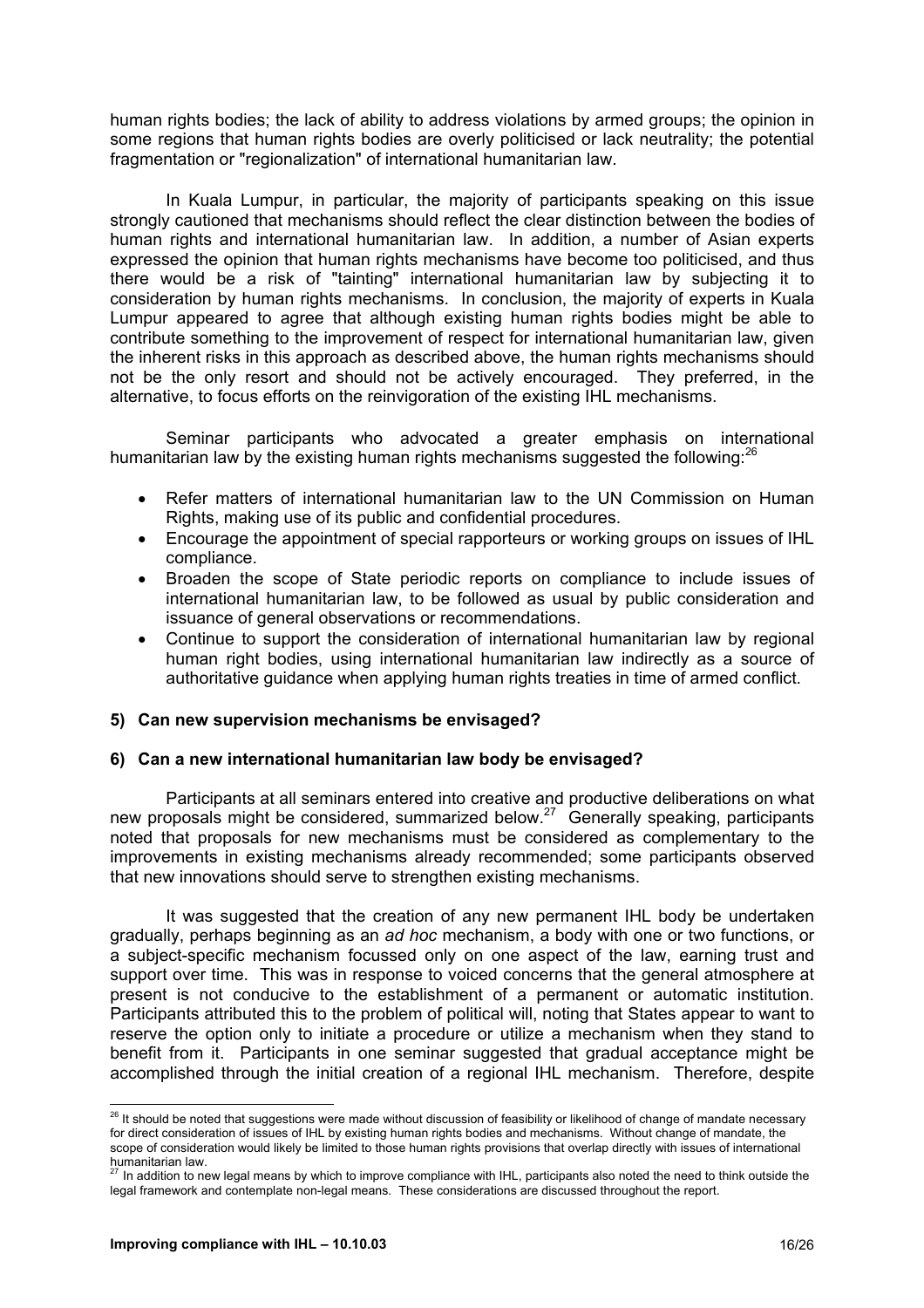human rights bodies; the lack of ability to address violations by armed groups; the opinion in some regions that human rights bodies are overly politicised or lack neutrality; the potential fragmentation or "regionalization" of international humanitarian law.

In Kuala Lumpur, in particular, the majority of participants speaking on this issue strongly cautioned that mechanisms should reflect the clear distinction between the bodies of human rights and international humanitarian law. In addition, a number of Asian experts expressed the opinion that human rights mechanisms have become too politicised, and thus there would be a risk of "tainting" international humanitarian law by subjecting it to consideration by human rights mechanisms. In conclusion, the majority of experts in Kuala Lumpur appeared to agree that although existing human rights bodies might be able to contribute something to the improvement of respect for international humanitarian law, given the inherent risks in this approach as described above, the human rights mechanisms should not be the only resort and should not be actively encouraged. They preferred, in the alternative, to focus efforts on the reinvigoration of the existing IHL mechanisms.

Seminar participants who advocated a greater emphasis on international humanitarian law by the existing human rights mechanisms suggested the following:[26]

- Refer matters of international humanitarian law to the UN Commission on Human Rights, making use of its public and confidential procedures.
- Encourage the appointment of special rapporteurs or working groups on issues of IHL compliance.
- Broaden the scope of State periodic reports on compliance to include issues of international humanitarian law, to be followed as usual by public consideration and issuance of general observations or recommendations.
- Continue to support the consideration of international humanitarian law by regional human right bodies, using international humanitarian law indirectly as a source of authoritative guidance when applying human rights treaties in time of armed conflict.

**5) Can new supervision mechanisms be envisaged?**

**6) Can a new international humanitarian law body be envisaged?**

Participants at all seminars entered into creative and productive deliberations on what new proposals might be considered, summarized below.[27] Generally speaking, participants noted that proposals for new mechanisms must be considered as complementary to the improvements in existing mechanisms already recommended; some participants observed that new innovations should serve to strengthen existing mechanisms.

It was suggested that the creation of any new permanent IHL body be undertaken gradually, perhaps beginning as an *ad hoc* mechanism, a body with one or two functions, or a subject-specific mechanism focussed only on one aspect of the law, earning trust and support over time. This was in response to voiced concerns that the general atmosphere at present is not conducive to the establishment of a permanent or automatic institution. Participants attributed this to the problem of political will, noting that States appear to want to reserve the option only to initiate a procedure or utilize a mechanism when they stand to benefit from it. Participants in one seminar suggested that gradual acceptance might be accomplished through the initial creation of a regional IHL mechanism. Therefore, despite

---

[26] It should be noted that suggestions were made without discussion of feasibility or likelihood of change of mandate necessary for direct consideration of issues of IHL by existing human rights bodies and mechanisms. Without change of mandate, the scope of consideration would likely be limited to those human rights provisions that overlap directly with issues of international humanitarian law.

[27] In addition to new legal means by which to improve compliance with IHL, participants also noted the need to think outside the legal framework and contemplate non-legal means. These considerations are discussed throughout the report.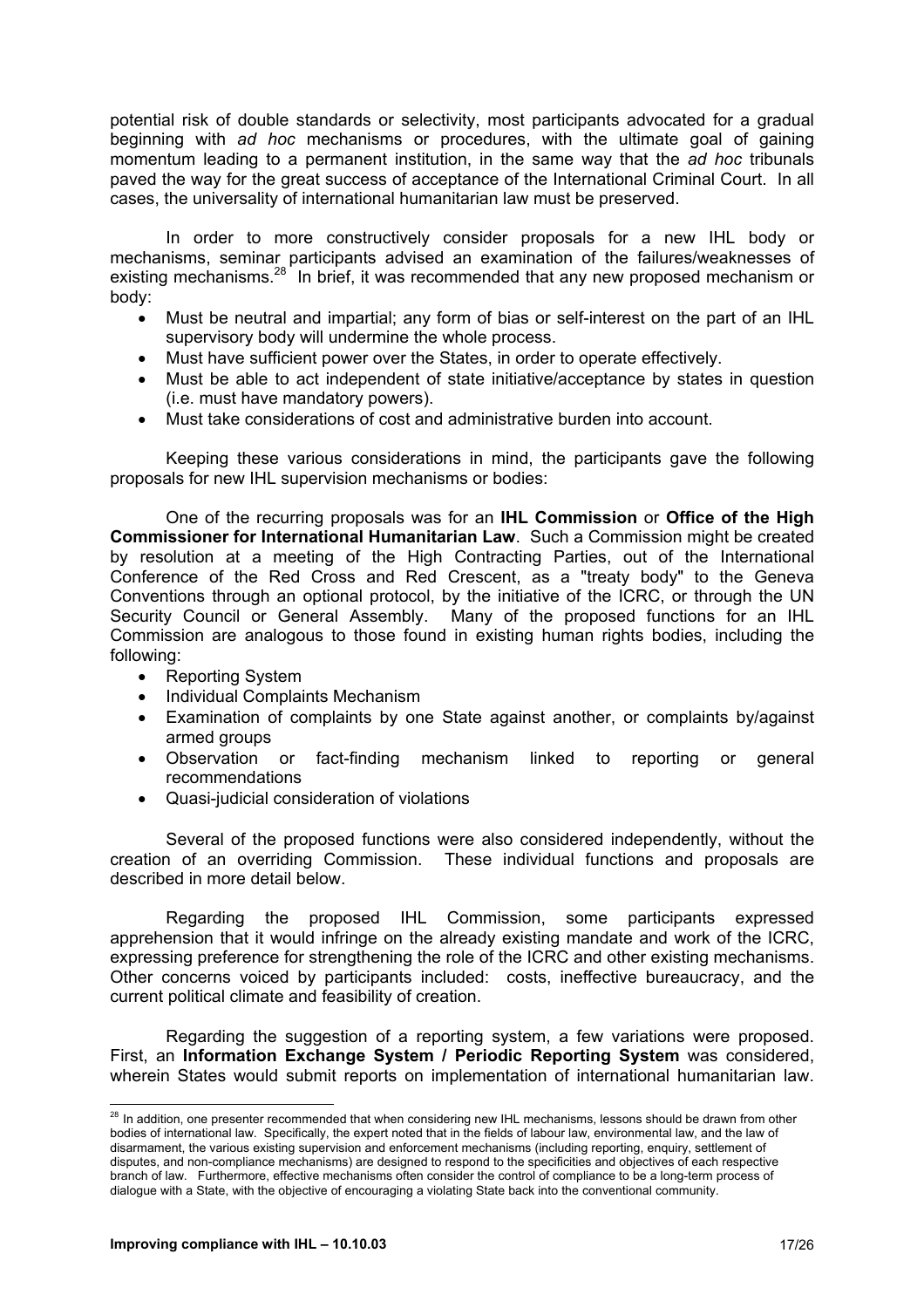potential risk of double standards or selectivity, most participants advocated for a gradual beginning with *ad hoc* mechanisms or procedures, with the ultimate goal of gaining momentum leading to a permanent institution, in the same way that the *ad hoc* tribunals paved the way for the great success of acceptance of the International Criminal Court. In all cases, the universality of international humanitarian law must be preserved.

In order to more constructively consider proposals for a new IHL body or mechanisms, seminar participants advised an examination of the failures/weaknesses of existing mechanisms.[28] In brief, it was recommended that any new proposed mechanism or body:

- Must be neutral and impartial; any form of bias or self-interest on the part of an IHL supervisory body will undermine the whole process.
- Must have sufficient power over the States, in order to operate effectively.
- Must be able to act independent of state initiative/acceptance by states in question (i.e. must have mandatory powers).
- Must take considerations of cost and administrative burden into account.

Keeping these various considerations in mind, the participants gave the following proposals for new IHL supervision mechanisms or bodies:

One of the recurring proposals was for an **IHL Commission** or **Office of the High Commissioner for International Humanitarian Law**. Such a Commission might be created by resolution at a meeting of the High Contracting Parties, out of the International Conference of the Red Cross and Red Crescent, as a "treaty body" to the Geneva Conventions through an optional protocol, by the initiative of the ICRC, or through the UN Security Council or General Assembly. Many of the proposed functions for an IHL Commission are analogous to those found in existing human rights bodies, including the following:

- Reporting System
- Individual Complaints Mechanism
- Examination of complaints by one State against another, or complaints by/against armed groups
- Observation or fact-finding mechanism linked to reporting or general recommendations
- Quasi-judicial consideration of violations

Several of the proposed functions were also considered independently, without the creation of an overriding Commission. These individual functions and proposals are described in more detail below.

Regarding the proposed IHL Commission, some participants expressed apprehension that it would infringe on the already existing mandate and work of the ICRC, expressing preference for strengthening the role of the ICRC and other existing mechanisms. Other concerns voiced by participants included: costs, ineffective bureaucracy, and the current political climate and feasibility of creation.

Regarding the suggestion of a reporting system, a few variations were proposed. First, an **Information Exchange System / Periodic Reporting System** was considered, wherein States would submit reports on implementation of international humanitarian law.

---

[28] In addition, one presenter recommended that when considering new IHL mechanisms, lessons should be drawn from other bodies of international law. Specifically, the expert noted that in the fields of labour law, environmental law, and the law of disarmament, the various existing supervision and enforcement mechanisms (including reporting, enquiry, settlement of disputes, and non-compliance mechanisms) are designed to respond to the specificities and objectives of each respective branch of law. Furthermore, effective mechanisms often consider the control of compliance to be a long-term process of dialogue with a State, with the objective of encouraging a violating State back into the conventional community.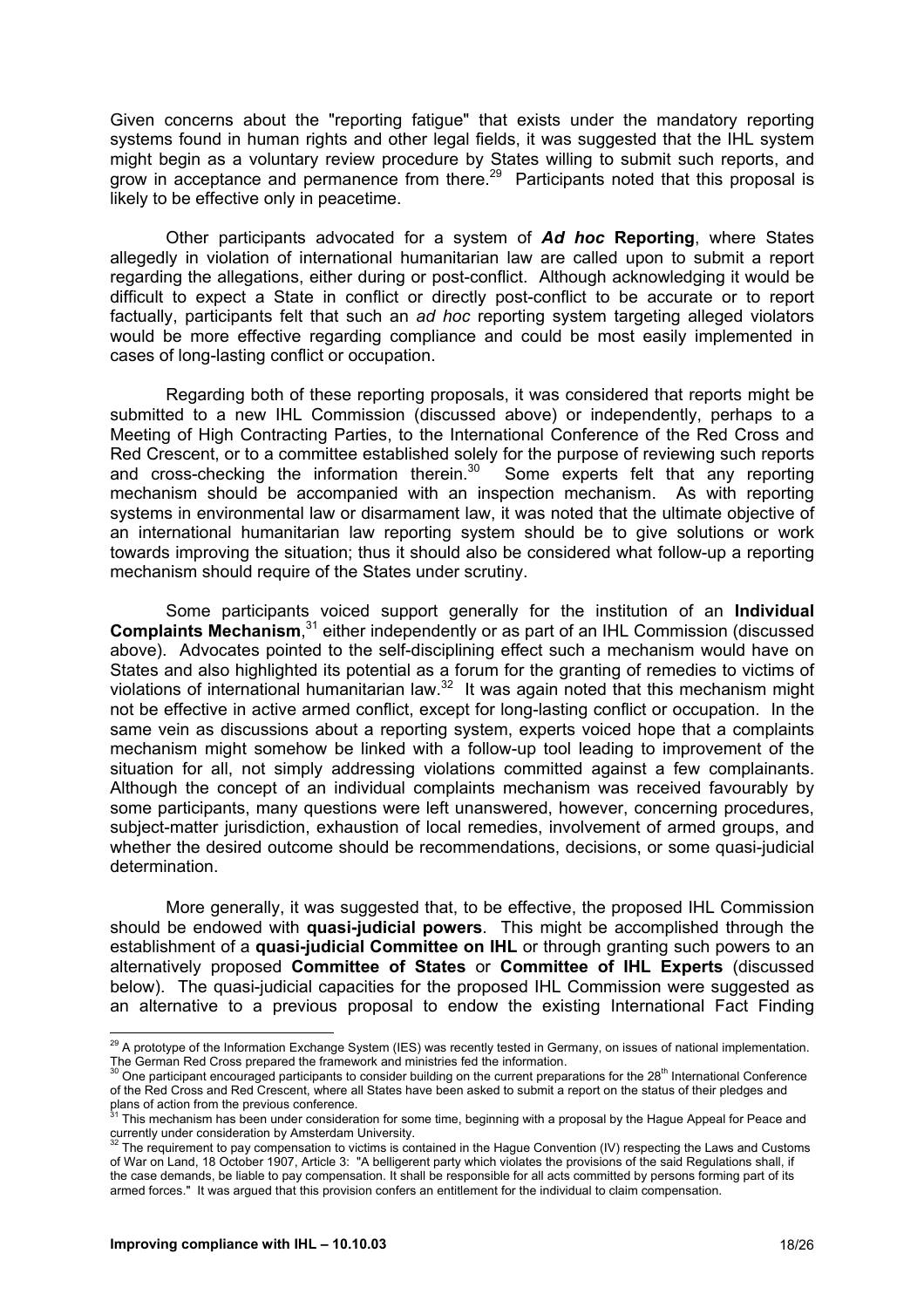Given concerns about the "reporting fatigue" that exists under the mandatory reporting systems found in human rights and other legal fields, it was suggested that the IHL system might begin as a voluntary review procedure by States willing to submit such reports, and grow in acceptance and permanence from there.[29] Participants noted that this proposal is likely to be effective only in peacetime.

Other participants advocated for a system of ***Ad hoc* Reporting**, where States allegedly in violation of international humanitarian law are called upon to submit a report regarding the allegations, either during or post-conflict. Although acknowledging it would be difficult to expect a State in conflict or directly post-conflict to be accurate or to report factually, participants felt that such an *ad hoc* reporting system targeting alleged violators would be more effective regarding compliance and could be most easily implemented in cases of long-lasting conflict or occupation.

Regarding both of these reporting proposals, it was considered that reports might be submitted to a new IHL Commission (discussed above) or independently, perhaps to a Meeting of High Contracting Parties, to the International Conference of the Red Cross and Red Crescent, or to a committee established solely for the purpose of reviewing such reports and cross-checking the information therein.[30] Some experts felt that any reporting mechanism should be accompanied with an inspection mechanism. As with reporting systems in environmental law or disarmament law, it was noted that the ultimate objective of an international humanitarian law reporting system should be to give solutions or work towards improving the situation; thus it should also be considered what follow-up a reporting mechanism should require of the States under scrutiny.

Some participants voiced support generally for the institution of an **Individual Complaints Mechanism**,[31] either independently or as part of an IHL Commission (discussed above). Advocates pointed to the self-disciplining effect such a mechanism would have on States and also highlighted its potential as a forum for the granting of remedies to victims of violations of international humanitarian law.[32] It was again noted that this mechanism might not be effective in active armed conflict, except for long-lasting conflict or occupation. In the same vein as discussions about a reporting system, experts voiced hope that a complaints mechanism might somehow be linked with a follow-up tool leading to improvement of the situation for all, not simply addressing violations committed against a few complainants. Although the concept of an individual complaints mechanism was received favourably by some participants, many questions were left unanswered, however, concerning procedures, subject-matter jurisdiction, exhaustion of local remedies, involvement of armed groups, and whether the desired outcome should be recommendations, decisions, or some quasi-judicial determination.

More generally, it was suggested that, to be effective, the proposed IHL Commission should be endowed with **quasi-judicial powers**. This might be accomplished through the establishment of a **quasi-judicial Committee on IHL** or through granting such powers to an alternatively proposed **Committee of States** or **Committee of IHL Experts** (discussed below). The quasi-judicial capacities for the proposed IHL Commission were suggested as an alternative to a previous proposal to endow the existing International Fact Finding

---

[29] A prototype of the Information Exchange System (IES) was recently tested in Germany, on issues of national implementation. The German Red Cross prepared the framework and ministries fed the information.

[30] One participant encouraged participants to consider building on the current preparations for the 28th International Conference of the Red Cross and Red Crescent, where all States have been asked to submit a report on the status of their pledges and plans of action from the previous conference.

[31] This mechanism has been under consideration for some time, beginning with a proposal by the Hague Appeal for Peace and currently under consideration by Amsterdam University.

[32] The requirement to pay compensation to victims is contained in the Hague Convention (IV) respecting the Laws and Customs of War on Land, 18 October 1907, Article 3: "A belligerent party which violates the provisions of the said Regulations shall, if the case demands, be liable to pay compensation. It shall be responsible for all acts committed by persons forming part of its armed forces." It was argued that this provision confers an entitlement for the individual to claim compensation.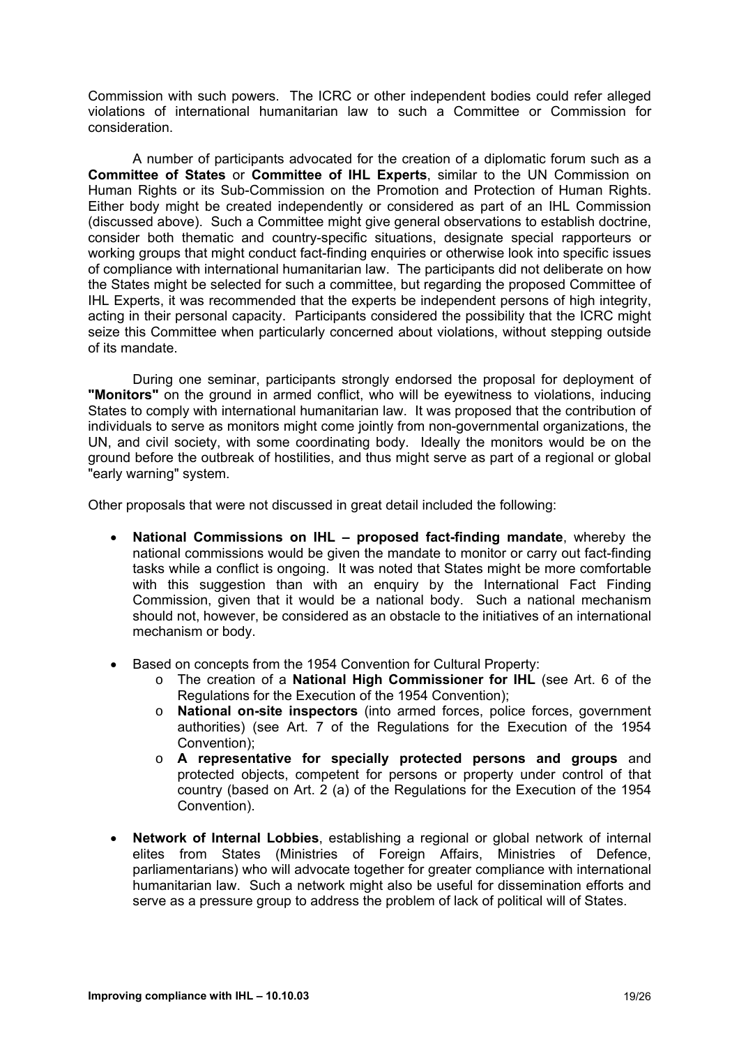Commission with such powers. The ICRC or other independent bodies could refer alleged violations of international humanitarian law to such a Committee or Commission for consideration.

A number of participants advocated for the creation of a diplomatic forum such as a **Committee of States** or **Committee of IHL Experts**, similar to the UN Commission on Human Rights or its Sub-Commission on the Promotion and Protection of Human Rights. Either body might be created independently or considered as part of an IHL Commission (discussed above). Such a Committee might give general observations to establish doctrine, consider both thematic and country-specific situations, designate special rapporteurs or working groups that might conduct fact-finding enquiries or otherwise look into specific issues of compliance with international humanitarian law. The participants did not deliberate on how the States might be selected for such a committee, but regarding the proposed Committee of IHL Experts, it was recommended that the experts be independent persons of high integrity, acting in their personal capacity. Participants considered the possibility that the ICRC might seize this Committee when particularly concerned about violations, without stepping outside of its mandate.

During one seminar, participants strongly endorsed the proposal for deployment of **"Monitors"** on the ground in armed conflict, who will be eyewitness to violations, inducing States to comply with international humanitarian law. It was proposed that the contribution of individuals to serve as monitors might come jointly from non-governmental organizations, the UN, and civil society, with some coordinating body. Ideally the monitors would be on the ground before the outbreak of hostilities, and thus might serve as part of a regional or global "early warning" system.

Other proposals that were not discussed in great detail included the following:

- **National Commissions on IHL – proposed fact-finding mandate**, whereby the national commissions would be given the mandate to monitor or carry out fact-finding tasks while a conflict is ongoing. It was noted that States might be more comfortable with this suggestion than with an enquiry by the International Fact Finding Commission, given that it would be a national body. Such a national mechanism should not, however, be considered as an obstacle to the initiatives of an international mechanism or body.

- Based on concepts from the 1954 Convention for Cultural Property:
  - The creation of a **National High Commissioner for IHL** (see Art. 6 of the Regulations for the Execution of the 1954 Convention);
  - **National on-site inspectors** (into armed forces, police forces, government authorities) (see Art. 7 of the Regulations for the Execution of the 1954 Convention);
  - **A representative for specially protected persons and groups** and protected objects, competent for persons or property under control of that country (based on Art. 2 (a) of the Regulations for the Execution of the 1954 Convention).

- **Network of Internal Lobbies**, establishing a regional or global network of internal elites from States (Ministries of Foreign Affairs, Ministries of Defence, parliamentarians) who will advocate together for greater compliance with international humanitarian law. Such a network might also be useful for dissemination efforts and serve as a pressure group to address the problem of lack of political will of States.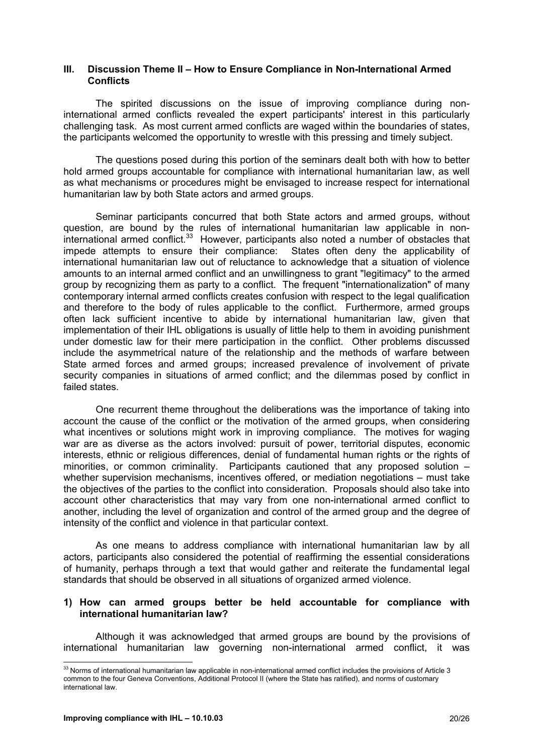## III. Discussion Theme II – How to Ensure Compliance in Non-International Armed Conflicts

The spirited discussions on the issue of improving compliance during non-international armed conflicts revealed the expert participants' interest in this particularly challenging task. As most current armed conflicts are waged within the boundaries of states, the participants welcomed the opportunity to wrestle with this pressing and timely subject.

The questions posed during this portion of the seminars dealt both with how to better hold armed groups accountable for compliance with international humanitarian law, as well as what mechanisms or procedures might be envisaged to increase respect for international humanitarian law by both State actors and armed groups.

Seminar participants concurred that both State actors and armed groups, without question, are bound by the rules of international humanitarian law applicable in non-international armed conflict.[33] However, participants also noted a number of obstacles that impede attempts to ensure their compliance: States often deny the applicability of international humanitarian law out of reluctance to acknowledge that a situation of violence amounts to an internal armed conflict and an unwillingness to grant "legitimacy" to the armed group by recognizing them as party to a conflict. The frequent "internationalization" of many contemporary internal armed conflicts creates confusion with respect to the legal qualification and therefore to the body of rules applicable to the conflict. Furthermore, armed groups often lack sufficient incentive to abide by international humanitarian law, given that implementation of their IHL obligations is usually of little help to them in avoiding punishment under domestic law for their mere participation in the conflict. Other problems discussed include the asymmetrical nature of the relationship and the methods of warfare between State armed forces and armed groups; increased prevalence of involvement of private security companies in situations of armed conflict; and the dilemmas posed by conflict in failed states.

One recurrent theme throughout the deliberations was the importance of taking into account the cause of the conflict or the motivation of the armed groups, when considering what incentives or solutions might work in improving compliance. The motives for waging war are as diverse as the actors involved: pursuit of power, territorial disputes, economic interests, ethnic or religious differences, denial of fundamental human rights or the rights of minorities, or common criminality. Participants cautioned that any proposed solution – whether supervision mechanisms, incentives offered, or mediation negotiations – must take the objectives of the parties to the conflict into consideration. Proposals should also take into account other characteristics that may vary from one non-international armed conflict to another, including the level of organization and control of the armed group and the degree of intensity of the conflict and violence in that particular context.

As one means to address compliance with international humanitarian law by all actors, participants also considered the potential of reaffirming the essential considerations of humanity, perhaps through a text that would gather and reiterate the fundamental legal standards that should be observed in all situations of organized armed violence.

### 1) How can armed groups better be held accountable for compliance with international humanitarian law?

Although it was acknowledged that armed groups are bound by the provisions of international humanitarian law governing non-international armed conflict, it was

---

[33] Norms of international humanitarian law applicable in non-international armed conflict includes the provisions of Article 3 common to the four Geneva Conventions, Additional Protocol II (where the State has ratified), and norms of customary international law.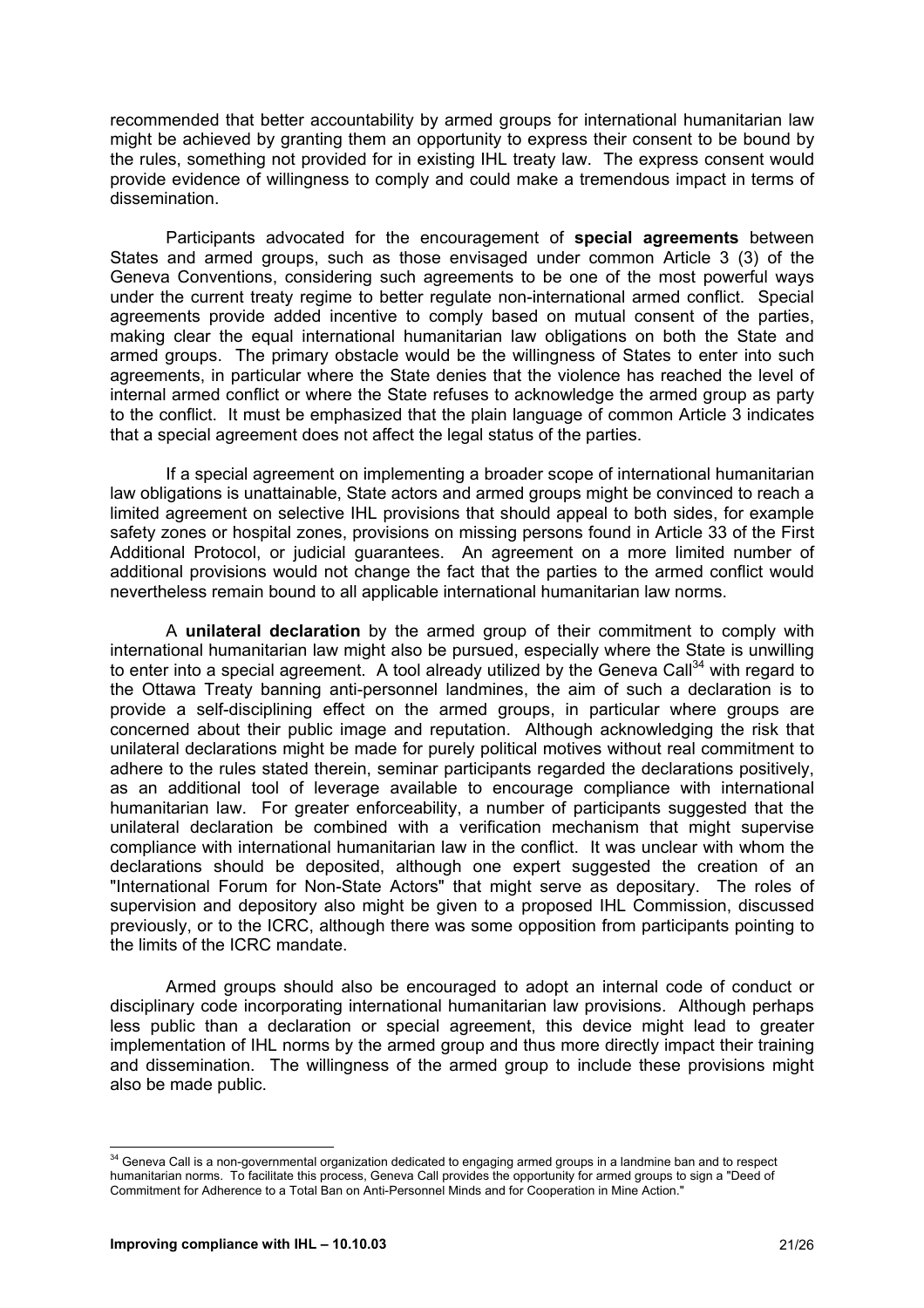recommended that better accountability by armed groups for international humanitarian law might be achieved by granting them an opportunity to express their consent to be bound by the rules, something not provided for in existing IHL treaty law. The express consent would provide evidence of willingness to comply and could make a tremendous impact in terms of dissemination.

Participants advocated for the encouragement of **special agreements** between States and armed groups, such as those envisaged under common Article 3 (3) of the Geneva Conventions, considering such agreements to be one of the most powerful ways under the current treaty regime to better regulate non-international armed conflict. Special agreements provide added incentive to comply based on mutual consent of the parties, making clear the equal international humanitarian law obligations on both the State and armed groups. The primary obstacle would be the willingness of States to enter into such agreements, in particular where the State denies that the violence has reached the level of internal armed conflict or where the State refuses to acknowledge the armed group as party to the conflict. It must be emphasized that the plain language of common Article 3 indicates that a special agreement does not affect the legal status of the parties.

If a special agreement on implementing a broader scope of international humanitarian law obligations is unattainable, State actors and armed groups might be convinced to reach a limited agreement on selective IHL provisions that should appeal to both sides, for example safety zones or hospital zones, provisions on missing persons found in Article 33 of the First Additional Protocol, or judicial guarantees. An agreement on a more limited number of additional provisions would not change the fact that the parties to the armed conflict would nevertheless remain bound to all applicable international humanitarian law norms.

A **unilateral declaration** by the armed group of their commitment to comply with international humanitarian law might also be pursued, especially where the State is unwilling to enter into a special agreement. A tool already utilized by the Geneva Call[34] with regard to the Ottawa Treaty banning anti-personnel landmines, the aim of such a declaration is to provide a self-disciplining effect on the armed groups, in particular where groups are concerned about their public image and reputation. Although acknowledging the risk that unilateral declarations might be made for purely political motives without real commitment to adhere to the rules stated therein, seminar participants regarded the declarations positively, as an additional tool of leverage available to encourage compliance with international humanitarian law. For greater enforceability, a number of participants suggested that the unilateral declaration be combined with a verification mechanism that might supervise compliance with international humanitarian law in the conflict. It was unclear with whom the declarations should be deposited, although one expert suggested the creation of an "International Forum for Non-State Actors" that might serve as depositary. The roles of supervision and depository also might be given to a proposed IHL Commission, discussed previously, or to the ICRC, although there was some opposition from participants pointing to the limits of the ICRC mandate.

Armed groups should also be encouraged to adopt an internal code of conduct or disciplinary code incorporating international humanitarian law provisions. Although perhaps less public than a declaration or special agreement, this device might lead to greater implementation of IHL norms by the armed group and thus more directly impact their training and dissemination. The willingness of the armed group to include these provisions might also be made public.

---

[34] Geneva Call is a non-governmental organization dedicated to engaging armed groups in a landmine ban and to respect humanitarian norms. To facilitate this process, Geneva Call provides the opportunity for armed groups to sign a "Deed of Commitment for Adherence to a Total Ban on Anti-Personnel Minds and for Cooperation in Mine Action."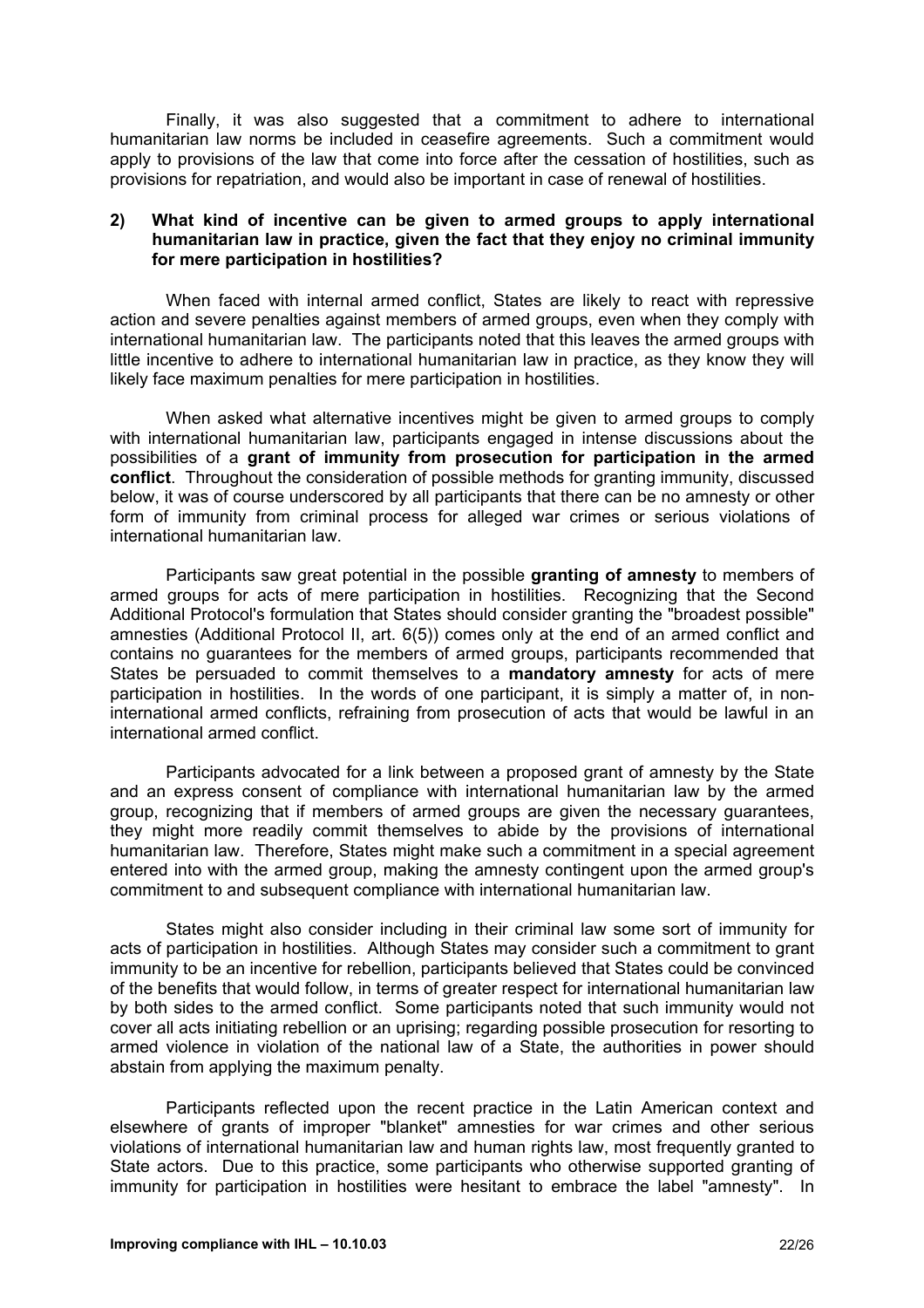Finally, it was also suggested that a commitment to adhere to international humanitarian law norms be included in ceasefire agreements. Such a commitment would apply to provisions of the law that come into force after the cessation of hostilities, such as provisions for repatriation, and would also be important in case of renewal of hostilities.

**2) What kind of incentive can be given to armed groups to apply international humanitarian law in practice, given the fact that they enjoy no criminal immunity for mere participation in hostilities?**

When faced with internal armed conflict, States are likely to react with repressive action and severe penalties against members of armed groups, even when they comply with international humanitarian law. The participants noted that this leaves the armed groups with little incentive to adhere to international humanitarian law in practice, as they know they will likely face maximum penalties for mere participation in hostilities.

When asked what alternative incentives might be given to armed groups to comply with international humanitarian law, participants engaged in intense discussions about the possibilities of a **grant of immunity from prosecution for participation in the armed conflict**. Throughout the consideration of possible methods for granting immunity, discussed below, it was of course underscored by all participants that there can be no amnesty or other form of immunity from criminal process for alleged war crimes or serious violations of international humanitarian law.

Participants saw great potential in the possible **granting of amnesty** to members of armed groups for acts of mere participation in hostilities. Recognizing that the Second Additional Protocol's formulation that States should consider granting the "broadest possible" amnesties (Additional Protocol II, art. 6(5)) comes only at the end of an armed conflict and contains no guarantees for the members of armed groups, participants recommended that States be persuaded to commit themselves to a **mandatory amnesty** for acts of mere participation in hostilities. In the words of one participant, it is simply a matter of, in non-international armed conflicts, refraining from prosecution of acts that would be lawful in an international armed conflict.

Participants advocated for a link between a proposed grant of amnesty by the State and an express consent of compliance with international humanitarian law by the armed group, recognizing that if members of armed groups are given the necessary guarantees, they might more readily commit themselves to abide by the provisions of international humanitarian law. Therefore, States might make such a commitment in a special agreement entered into with the armed group, making the amnesty contingent upon the armed group's commitment to and subsequent compliance with international humanitarian law.

States might also consider including in their criminal law some sort of immunity for acts of participation in hostilities. Although States may consider such a commitment to grant immunity to be an incentive for rebellion, participants believed that States could be convinced of the benefits that would follow, in terms of greater respect for international humanitarian law by both sides to the armed conflict. Some participants noted that such immunity would not cover all acts initiating rebellion or an uprising; regarding possible prosecution for resorting to armed violence in violation of the national law of a State, the authorities in power should abstain from applying the maximum penalty.

Participants reflected upon the recent practice in the Latin American context and elsewhere of grants of improper "blanket" amnesties for war crimes and other serious violations of international humanitarian law and human rights law, most frequently granted to State actors. Due to this practice, some participants who otherwise supported granting of immunity for participation in hostilities were hesitant to embrace the label "amnesty". In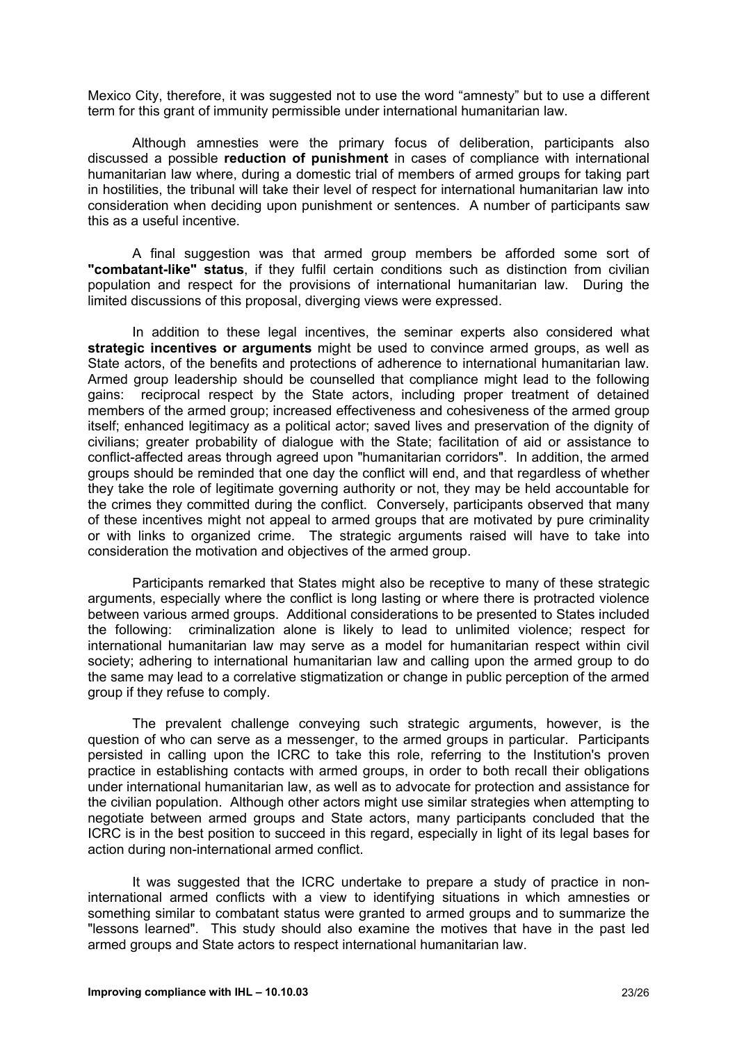Mexico City, therefore, it was suggested not to use the word "amnesty" but to use a different term for this grant of immunity permissible under international humanitarian law.

Although amnesties were the primary focus of deliberation, participants also discussed a possible **reduction of punishment** in cases of compliance with international humanitarian law where, during a domestic trial of members of armed groups for taking part in hostilities, the tribunal will take their level of respect for international humanitarian law into consideration when deciding upon punishment or sentences. A number of participants saw this as a useful incentive.

A final suggestion was that armed group members be afforded some sort of **"combatant-like" status**, if they fulfil certain conditions such as distinction from civilian population and respect for the provisions of international humanitarian law. During the limited discussions of this proposal, diverging views were expressed.

In addition to these legal incentives, the seminar experts also considered what **strategic incentives or arguments** might be used to convince armed groups, as well as State actors, of the benefits and protections of adherence to international humanitarian law. Armed group leadership should be counselled that compliance might lead to the following gains: reciprocal respect by the State actors, including proper treatment of detained members of the armed group; increased effectiveness and cohesiveness of the armed group itself; enhanced legitimacy as a political actor; saved lives and preservation of the dignity of civilians; greater probability of dialogue with the State; facilitation of aid or assistance to conflict-affected areas through agreed upon "humanitarian corridors". In addition, the armed groups should be reminded that one day the conflict will end, and that regardless of whether they take the role of legitimate governing authority or not, they may be held accountable for the crimes they committed during the conflict. Conversely, participants observed that many of these incentives might not appeal to armed groups that are motivated by pure criminality or with links to organized crime. The strategic arguments raised will have to take into consideration the motivation and objectives of the armed group.

Participants remarked that States might also be receptive to many of these strategic arguments, especially where the conflict is long lasting or where there is protracted violence between various armed groups. Additional considerations to be presented to States included the following: criminalization alone is likely to lead to unlimited violence; respect for international humanitarian law may serve as a model for humanitarian respect within civil society; adhering to international humanitarian law and calling upon the armed group to do the same may lead to a correlative stigmatization or change in public perception of the armed group if they refuse to comply.

The prevalent challenge conveying such strategic arguments, however, is the question of who can serve as a messenger, to the armed groups in particular. Participants persisted in calling upon the ICRC to take this role, referring to the Institution's proven practice in establishing contacts with armed groups, in order to both recall their obligations under international humanitarian law, as well as to advocate for protection and assistance for the civilian population. Although other actors might use similar strategies when attempting to negotiate between armed groups and State actors, many participants concluded that the ICRC is in the best position to succeed in this regard, especially in light of its legal bases for action during non-international armed conflict.

It was suggested that the ICRC undertake to prepare a study of practice in non-international armed conflicts with a view to identifying situations in which amnesties or something similar to combatant status were granted to armed groups and to summarize the "lessons learned". This study should also examine the motives that have in the past led armed groups and State actors to respect international humanitarian law.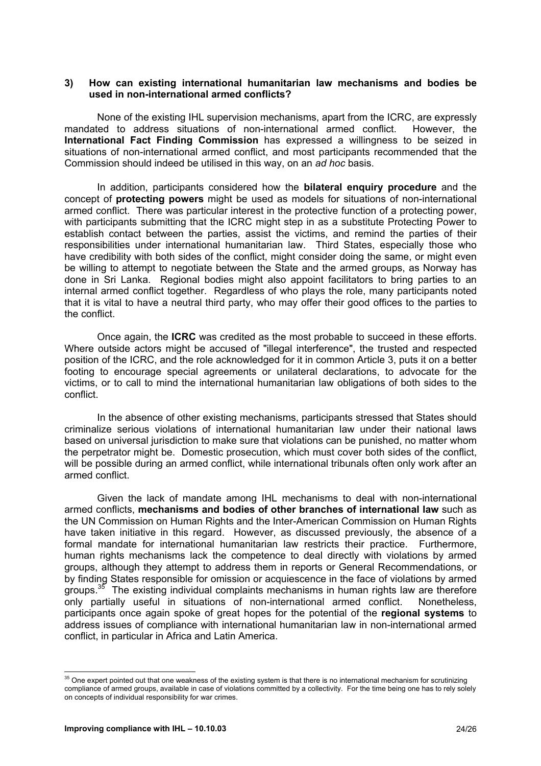### 3) How can existing international humanitarian law mechanisms and bodies be used in non-international armed conflicts?

None of the existing IHL supervision mechanisms, apart from the ICRC, are expressly mandated to address situations of non-international armed conflict. However, the **International Fact Finding Commission** has expressed a willingness to be seized in situations of non-international armed conflict, and most participants recommended that the Commission should indeed be utilised in this way, on an *ad hoc* basis.

In addition, participants considered how the **bilateral enquiry procedure** and the concept of **protecting powers** might be used as models for situations of non-international armed conflict. There was particular interest in the protective function of a protecting power, with participants submitting that the ICRC might step in as a substitute Protecting Power to establish contact between the parties, assist the victims, and remind the parties of their responsibilities under international humanitarian law. Third States, especially those who have credibility with both sides of the conflict, might consider doing the same, or might even be willing to attempt to negotiate between the State and the armed groups, as Norway has done in Sri Lanka. Regional bodies might also appoint facilitators to bring parties to an internal armed conflict together. Regardless of who plays the role, many participants noted that it is vital to have a neutral third party, who may offer their good offices to the parties to the conflict.

Once again, the **ICRC** was credited as the most probable to succeed in these efforts. Where outside actors might be accused of "illegal interference", the trusted and respected position of the ICRC, and the role acknowledged for it in common Article 3, puts it on a better footing to encourage special agreements or unilateral declarations, to advocate for the victims, or to call to mind the international humanitarian law obligations of both sides to the conflict.

In the absence of other existing mechanisms, participants stressed that States should criminalize serious violations of international humanitarian law under their national laws based on universal jurisdiction to make sure that violations can be punished, no matter whom the perpetrator might be. Domestic prosecution, which must cover both sides of the conflict, will be possible during an armed conflict, while international tribunals often only work after an armed conflict.

Given the lack of mandate among IHL mechanisms to deal with non-international armed conflicts, **mechanisms and bodies of other branches of international law** such as the UN Commission on Human Rights and the Inter-American Commission on Human Rights have taken initiative in this regard. However, as discussed previously, the absence of a formal mandate for international humanitarian law restricts their practice. Furthermore, human rights mechanisms lack the competence to deal directly with violations by armed groups, although they attempt to address them in reports or General Recommendations, or by finding States responsible for omission or acquiescence in the face of violations by armed groups.[35] The existing individual complaints mechanisms in human rights law are therefore only partially useful in situations of non-international armed conflict. Nonetheless, participants once again spoke of great hopes for the potential of the **regional systems** to address issues of compliance with international humanitarian law in non-international armed conflict, in particular in Africa and Latin America.

---

[35] One expert pointed out that one weakness of the existing system is that there is no international mechanism for scrutinizing compliance of armed groups, available in case of violations committed by a collectivity. For the time being one has to rely solely on concepts of individual responsibility for war crimes.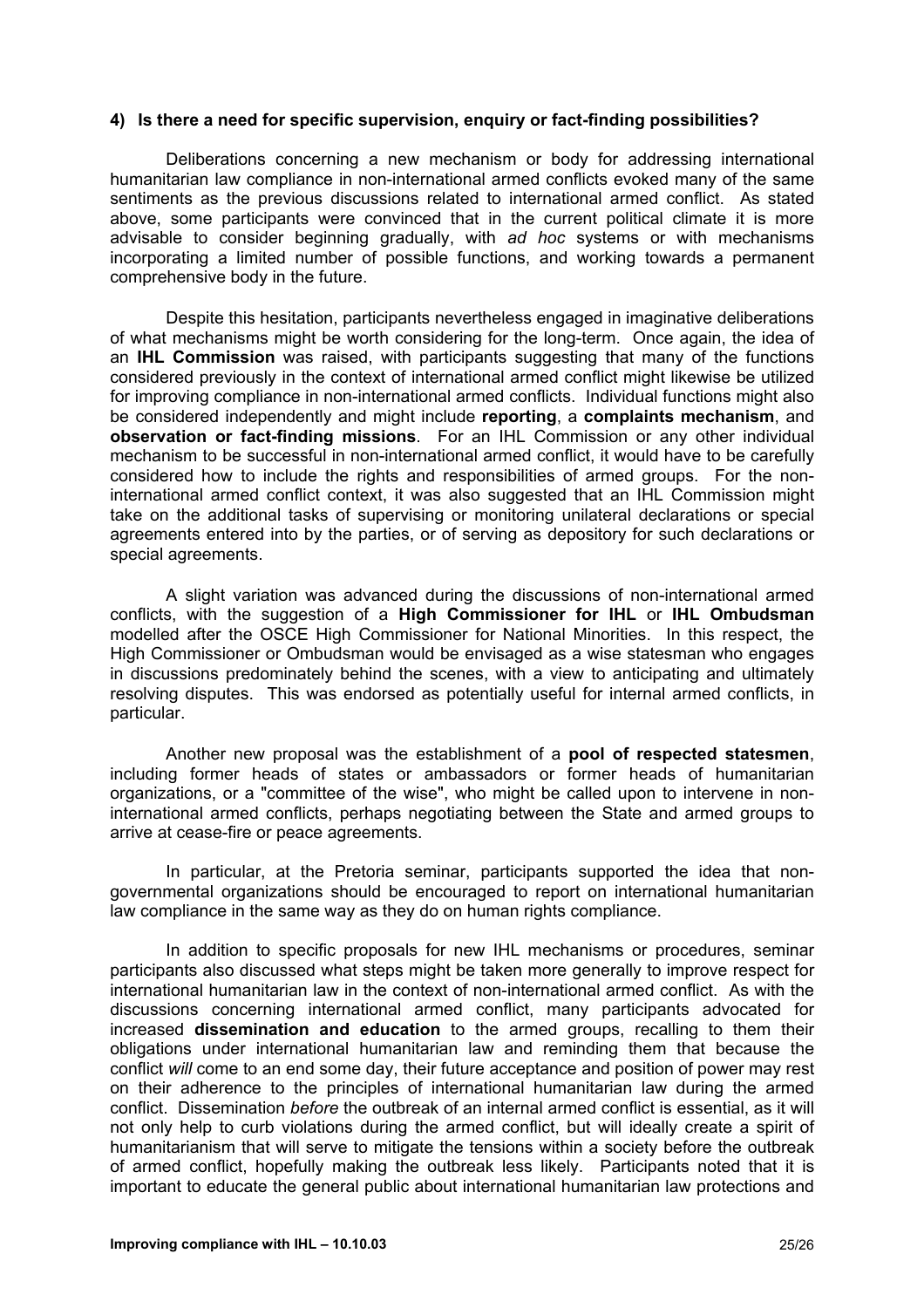#### 4) Is there a need for specific supervision, enquiry or fact-finding possibilities?

Deliberations concerning a new mechanism or body for addressing international humanitarian law compliance in non-international armed conflicts evoked many of the same sentiments as the previous discussions related to international armed conflict. As stated above, some participants were convinced that in the current political climate it is more advisable to consider beginning gradually, with *ad hoc* systems or with mechanisms incorporating a limited number of possible functions, and working towards a permanent comprehensive body in the future.

Despite this hesitation, participants nevertheless engaged in imaginative deliberations of what mechanisms might be worth considering for the long-term. Once again, the idea of an **IHL Commission** was raised, with participants suggesting that many of the functions considered previously in the context of international armed conflict might likewise be utilized for improving compliance in non-international armed conflicts. Individual functions might also be considered independently and might include **reporting**, a **complaints mechanism**, and **observation or fact-finding missions**. For an IHL Commission or any other individual mechanism to be successful in non-international armed conflict, it would have to be carefully considered how to include the rights and responsibilities of armed groups. For the non-international armed conflict context, it was also suggested that an IHL Commission might take on the additional tasks of supervising or monitoring unilateral declarations or special agreements entered into by the parties, or of serving as depository for such declarations or special agreements.

A slight variation was advanced during the discussions of non-international armed conflicts, with the suggestion of a **High Commissioner for IHL** or **IHL Ombudsman** modelled after the OSCE High Commissioner for National Minorities. In this respect, the High Commissioner or Ombudsman would be envisaged as a wise statesman who engages in discussions predominately behind the scenes, with a view to anticipating and ultimately resolving disputes. This was endorsed as potentially useful for internal armed conflicts, in particular.

Another new proposal was the establishment of a **pool of respected statesmen**, including former heads of states or ambassadors or former heads of humanitarian organizations, or a "committee of the wise", who might be called upon to intervene in non-international armed conflicts, perhaps negotiating between the State and armed groups to arrive at cease-fire or peace agreements.

In particular, at the Pretoria seminar, participants supported the idea that non-governmental organizations should be encouraged to report on international humanitarian law compliance in the same way as they do on human rights compliance.

In addition to specific proposals for new IHL mechanisms or procedures, seminar participants also discussed what steps might be taken more generally to improve respect for international humanitarian law in the context of non-international armed conflict. As with the discussions concerning international armed conflict, many participants advocated for increased **dissemination and education** to the armed groups, recalling to them their obligations under international humanitarian law and reminding them that because the conflict *will* come to an end some day, their future acceptance and position of power may rest on their adherence to the principles of international humanitarian law during the armed conflict. Dissemination *before* the outbreak of an internal armed conflict is essential, as it will not only help to curb violations during the armed conflict, but will ideally create a spirit of humanitarianism that will serve to mitigate the tensions within a society before the outbreak of armed conflict, hopefully making the outbreak less likely. Participants noted that it is important to educate the general public about international humanitarian law protections and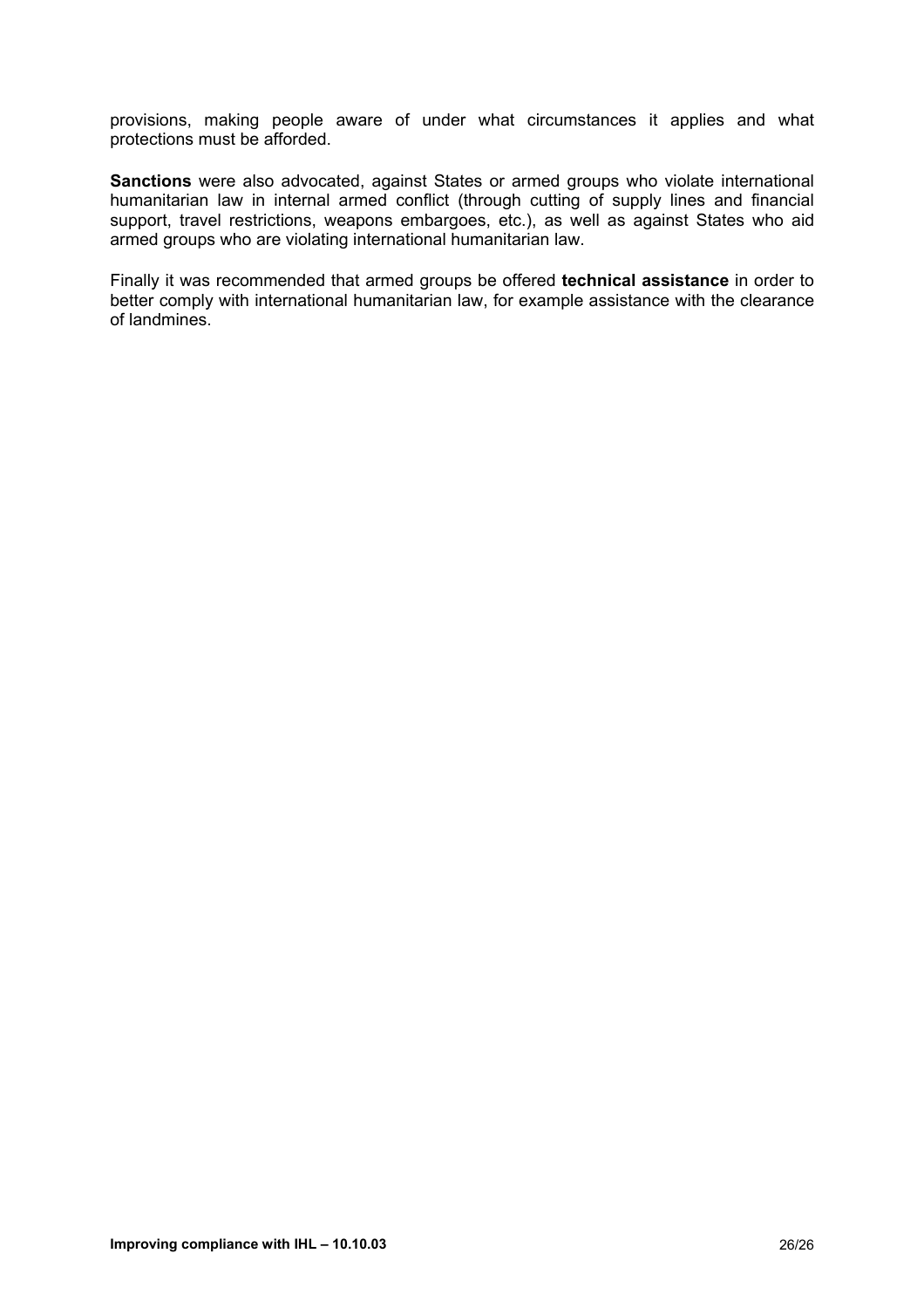provisions, making people aware of under what circumstances it applies and what protections must be afforded.

**Sanctions** were also advocated, against States or armed groups who violate international humanitarian law in internal armed conflict (through cutting of supply lines and financial support, travel restrictions, weapons embargoes, etc.), as well as against States who aid armed groups who are violating international humanitarian law.

Finally it was recommended that armed groups be offered **technical assistance** in order to better comply with international humanitarian law, for example assistance with the clearance of landmines.